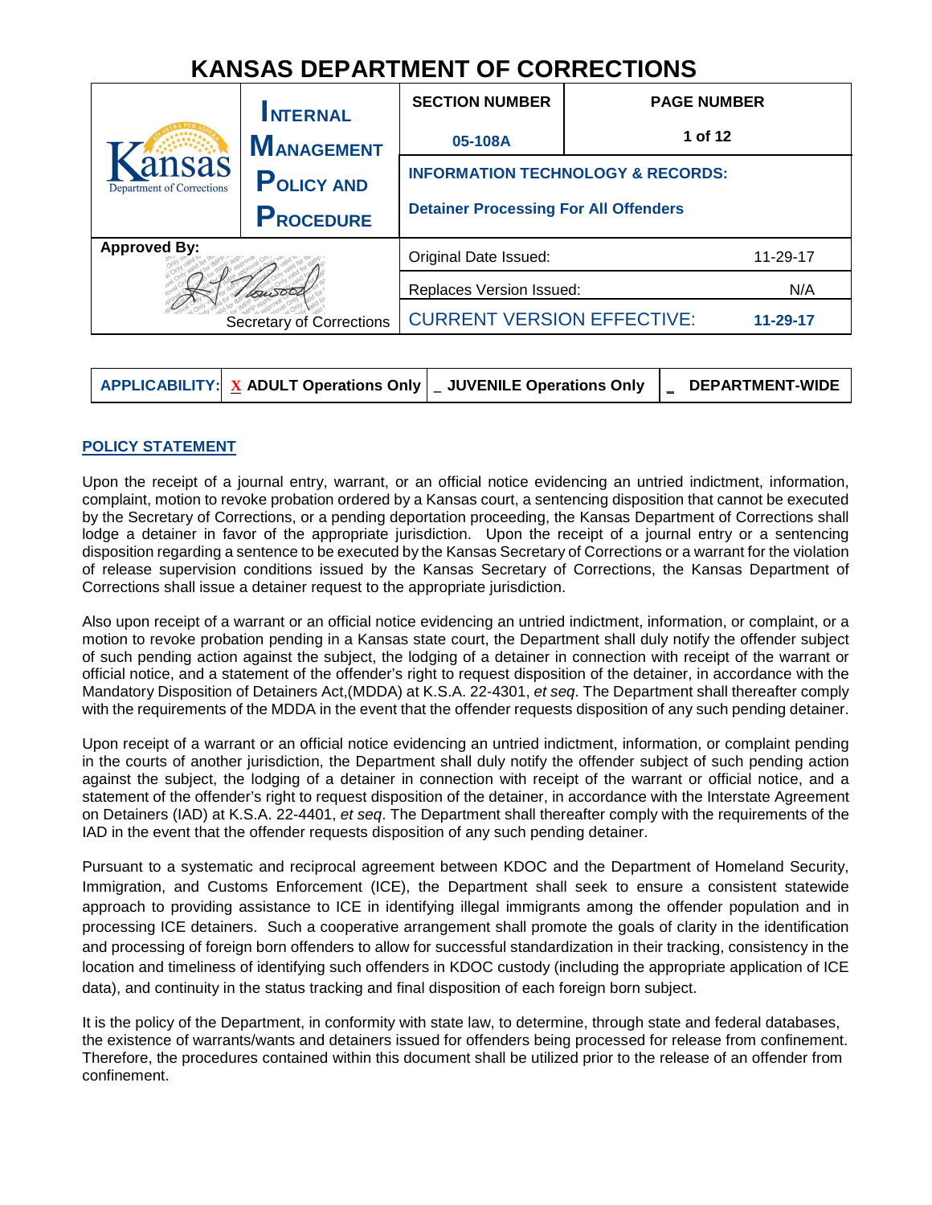# KANSAS DEPARTMENT OF CORRECTIONS

| Kansas Department of Corrections | INTERNAL MANAGEMENT POLICY AND PROCEDURE | SECTION NUMBER | PAGE NUMBER |
|---|---|---|---|
| | | 05-108A | 1 of 12 |
| | | INFORMATION TECHNOLOGY & RECORDS: Detainer Processing For All Offenders | |
| Approved By: | | Original Date Issued: | 11-29-17 |
| | | Replaces Version Issued: | N/A |
| Secretary of Corrections | | CURRENT VERSION EFFECTIVE: | 11-29-17 |

| APPLICABILITY: | X ADULT Operations Only | _ JUVENILE Operations Only | _ DEPARTMENT-WIDE |
|---|---|---|---|

## POLICY STATEMENT

Upon the receipt of a journal entry, warrant, or an official notice evidencing an untried indictment, information, complaint, motion to revoke probation ordered by a Kansas court, a sentencing disposition that cannot be executed by the Secretary of Corrections, or a pending deportation proceeding, the Kansas Department of Corrections shall lodge a detainer in favor of the appropriate jurisdiction. Upon the receipt of a journal entry or a sentencing disposition regarding a sentence to be executed by the Kansas Secretary of Corrections or a warrant for the violation of release supervision conditions issued by the Kansas Secretary of Corrections, the Kansas Department of Corrections shall issue a detainer request to the appropriate jurisdiction.

Also upon receipt of a warrant or an official notice evidencing an untried indictment, information, or complaint, or a motion to revoke probation pending in a Kansas state court, the Department shall duly notify the offender subject of such pending action against the subject, the lodging of a detainer in connection with receipt of the warrant or official notice, and a statement of the offender's right to request disposition of the detainer, in accordance with the Mandatory Disposition of Detainers Act,(MDDA) at K.S.A. 22-4301, *et seq*. The Department shall thereafter comply with the requirements of the MDDA in the event that the offender requests disposition of any such pending detainer.

Upon receipt of a warrant or an official notice evidencing an untried indictment, information, or complaint pending in the courts of another jurisdiction, the Department shall duly notify the offender subject of such pending action against the subject, the lodging of a detainer in connection with receipt of the warrant or official notice, and a statement of the offender's right to request disposition of the detainer, in accordance with the Interstate Agreement on Detainers (IAD) at K.S.A. 22-4401, *et seq*. The Department shall thereafter comply with the requirements of the IAD in the event that the offender requests disposition of any such pending detainer.

Pursuant to a systematic and reciprocal agreement between KDOC and the Department of Homeland Security, Immigration, and Customs Enforcement (ICE), the Department shall seek to ensure a consistent statewide approach to providing assistance to ICE in identifying illegal immigrants among the offender population and in processing ICE detainers. Such a cooperative arrangement shall promote the goals of clarity in the identification and processing of foreign born offenders to allow for successful standardization in their tracking, consistency in the location and timeliness of identifying such offenders in KDOC custody (including the appropriate application of ICE data), and continuity in the status tracking and final disposition of each foreign born subject.

It is the policy of the Department, in conformity with state law, to determine, through state and federal databases, the existence of warrants/wants and detainers issued for offenders being processed for release from confinement. Therefore, the procedures contained within this document shall be utilized prior to the release of an offender from confinement.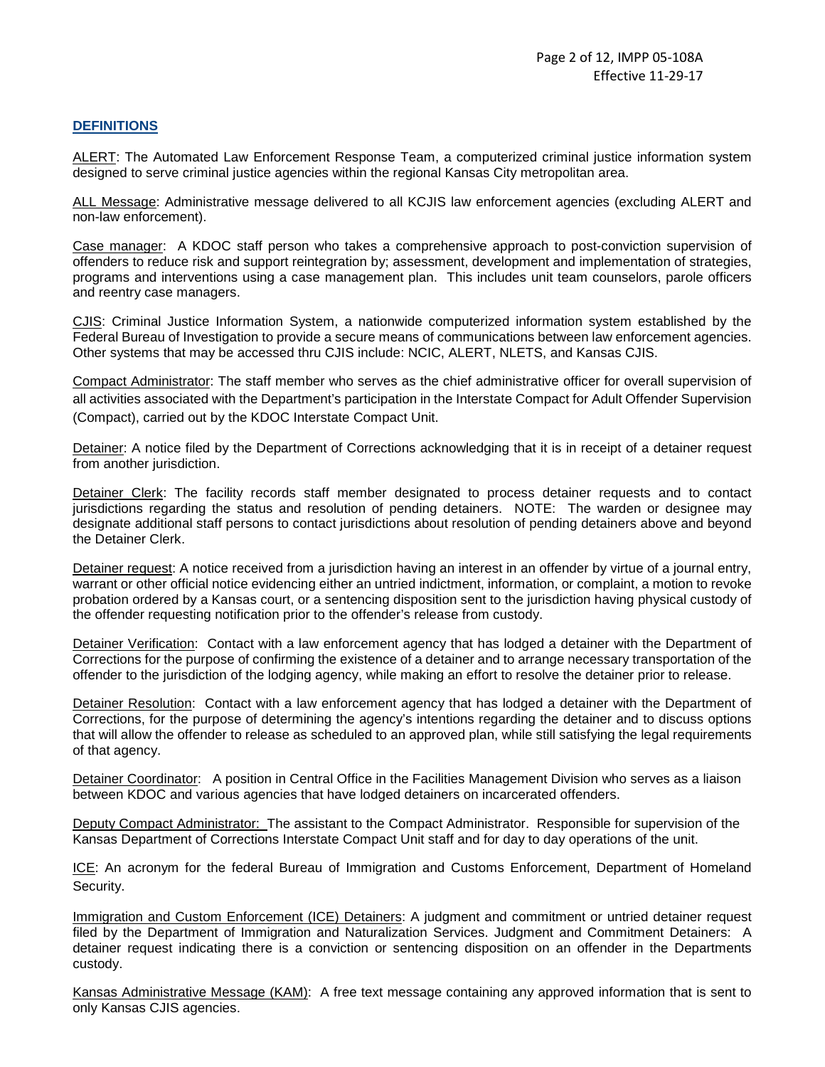## DEFINITIONS

ALERT: The Automated Law Enforcement Response Team, a computerized criminal justice information system designed to serve criminal justice agencies within the regional Kansas City metropolitan area.

ALL Message: Administrative message delivered to all KCJIS law enforcement agencies (excluding ALERT and non-law enforcement).

Case manager: A KDOC staff person who takes a comprehensive approach to post-conviction supervision of offenders to reduce risk and support reintegration by; assessment, development and implementation of strategies, programs and interventions using a case management plan. This includes unit team counselors, parole officers and reentry case managers.

CJIS: Criminal Justice Information System, a nationwide computerized information system established by the Federal Bureau of Investigation to provide a secure means of communications between law enforcement agencies. Other systems that may be accessed thru CJIS include: NCIC, ALERT, NLETS, and Kansas CJIS.

Compact Administrator: The staff member who serves as the chief administrative officer for overall supervision of all activities associated with the Department's participation in the Interstate Compact for Adult Offender Supervision (Compact), carried out by the KDOC Interstate Compact Unit.

Detainer: A notice filed by the Department of Corrections acknowledging that it is in receipt of a detainer request from another jurisdiction.

Detainer Clerk: The facility records staff member designated to process detainer requests and to contact jurisdictions regarding the status and resolution of pending detainers. NOTE: The warden or designee may designate additional staff persons to contact jurisdictions about resolution of pending detainers above and beyond the Detainer Clerk.

Detainer request: A notice received from a jurisdiction having an interest in an offender by virtue of a journal entry, warrant or other official notice evidencing either an untried indictment, information, or complaint, a motion to revoke probation ordered by a Kansas court, or a sentencing disposition sent to the jurisdiction having physical custody of the offender requesting notification prior to the offender's release from custody.

Detainer Verification: Contact with a law enforcement agency that has lodged a detainer with the Department of Corrections for the purpose of confirming the existence of a detainer and to arrange necessary transportation of the offender to the jurisdiction of the lodging agency, while making an effort to resolve the detainer prior to release.

Detainer Resolution: Contact with a law enforcement agency that has lodged a detainer with the Department of Corrections, for the purpose of determining the agency's intentions regarding the detainer and to discuss options that will allow the offender to release as scheduled to an approved plan, while still satisfying the legal requirements of that agency.

Detainer Coordinator: A position in Central Office in the Facilities Management Division who serves as a liaison between KDOC and various agencies that have lodged detainers on incarcerated offenders.

Deputy Compact Administrator: The assistant to the Compact Administrator. Responsible for supervision of the Kansas Department of Corrections Interstate Compact Unit staff and for day to day operations of the unit.

ICE: An acronym for the federal Bureau of Immigration and Customs Enforcement, Department of Homeland Security.

Immigration and Custom Enforcement (ICE) Detainers: A judgment and commitment or untried detainer request filed by the Department of Immigration and Naturalization Services. Judgment and Commitment Detainers: A detainer request indicating there is a conviction or sentencing disposition on an offender in the Departments custody.

Kansas Administrative Message (KAM): A free text message containing any approved information that is sent to only Kansas CJIS agencies.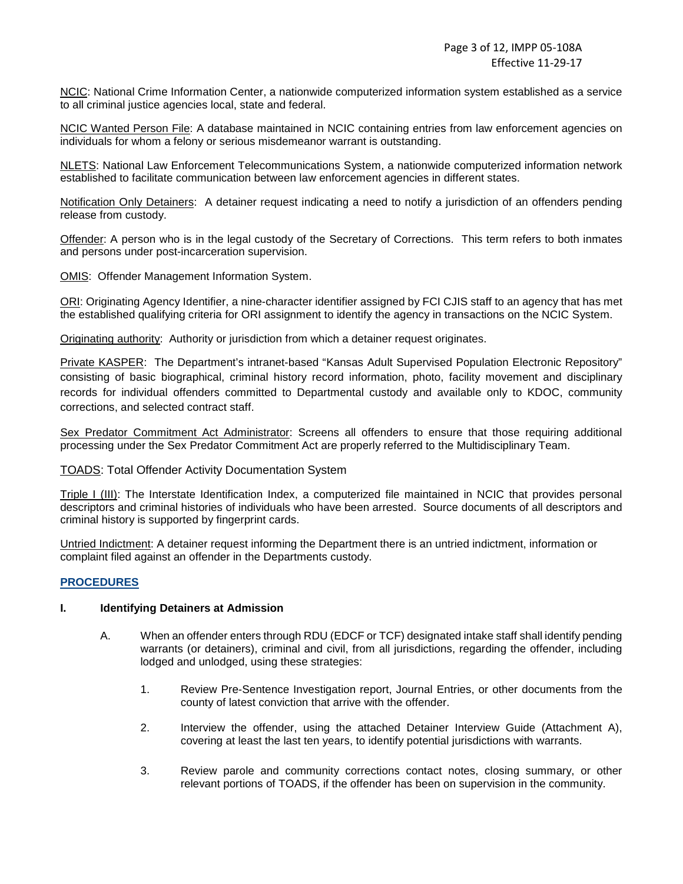<u>NCIC</u>: National Crime Information Center, a nationwide computerized information system established as a service to all criminal justice agencies local, state and federal.

<u>NCIC Wanted Person File</u>: A database maintained in NCIC containing entries from law enforcement agencies on individuals for whom a felony or serious misdemeanor warrant is outstanding.

<u>NLETS</u>: National Law Enforcement Telecommunications System, a nationwide computerized information network established to facilitate communication between law enforcement agencies in different states.

<u>Notification Only Detainers</u>: A detainer request indicating a need to notify a jurisdiction of an offenders pending release from custody.

<u>Offender</u>: A person who is in the legal custody of the Secretary of Corrections. This term refers to both inmates and persons under post-incarceration supervision.

<u>OMIS</u>: Offender Management Information System.

<u>ORI</u>: Originating Agency Identifier, a nine-character identifier assigned by FCI CJIS staff to an agency that has met the established qualifying criteria for ORI assignment to identify the agency in transactions on the NCIC System.

<u>Originating authority</u>: Authority or jurisdiction from which a detainer request originates.

<u>Private KASPER</u>: The Department's intranet-based "Kansas Adult Supervised Population Electronic Repository" consisting of basic biographical, criminal history record information, photo, facility movement and disciplinary records for individual offenders committed to Departmental custody and available only to KDOC, community corrections, and selected contract staff.

<u>Sex Predator Commitment Act Administrator</u>: Screens all offenders to ensure that those requiring additional processing under the Sex Predator Commitment Act are properly referred to the Multidisciplinary Team.

<u>TOADS</u>: Total Offender Activity Documentation System

<u>Triple I (III)</u>: The Interstate Identification Index, a computerized file maintained in NCIC that provides personal descriptors and criminal histories of individuals who have been arrested. Source documents of all descriptors and criminal history is supported by fingerprint cards.

<u>Untried Indictment</u>: A detainer request informing the Department there is an untried indictment, information or complaint filed against an offender in the Departments custody.

## PROCEDURES

### I. Identifying Detainers at Admission

A. When an offender enters through RDU (EDCF or TCF) designated intake staff shall identify pending warrants (or detainers), criminal and civil, from all jurisdictions, regarding the offender, including lodged and unlodged, using these strategies:

1. Review Pre-Sentence Investigation report, Journal Entries, or other documents from the county of latest conviction that arrive with the offender.

2. Interview the offender, using the attached Detainer Interview Guide (Attachment A), covering at least the last ten years, to identify potential jurisdictions with warrants.

3. Review parole and community corrections contact notes, closing summary, or other relevant portions of TOADS, if the offender has been on supervision in the community.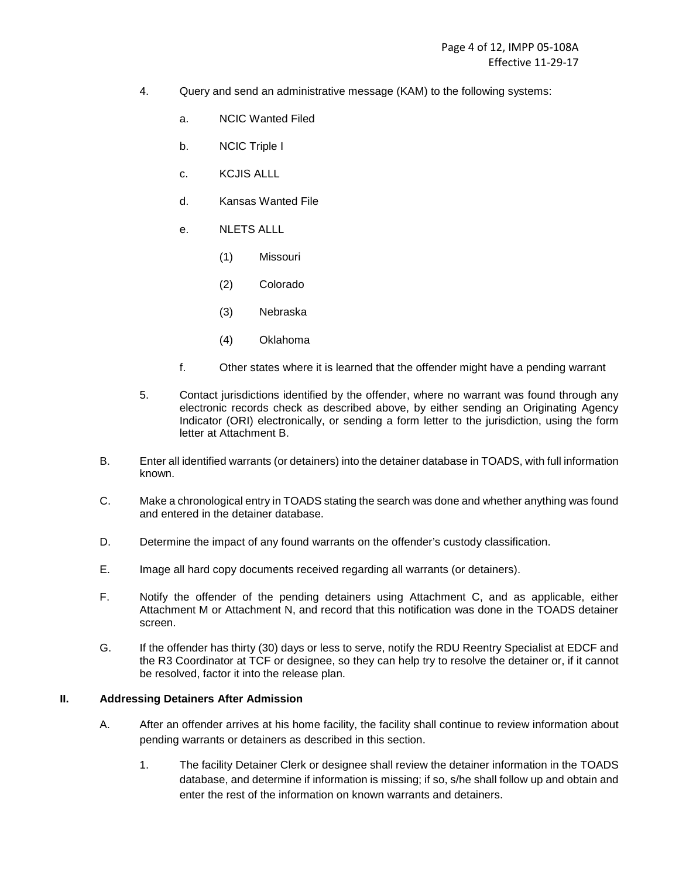4. Query and send an administrative message (KAM) to the following systems:

   a. NCIC Wanted Filed

   b. NCIC Triple I

   c. KCJIS ALLL

   d. Kansas Wanted File

   e. NLETS ALLL

      (1) Missouri

      (2) Colorado

      (3) Nebraska

      (4) Oklahoma

   f. Other states where it is learned that the offender might have a pending warrant

5. Contact jurisdictions identified by the offender, where no warrant was found through any electronic records check as described above, by either sending an Originating Agency Indicator (ORI) electronically, or sending a form letter to the jurisdiction, using the form letter at Attachment B.

B. Enter all identified warrants (or detainers) into the detainer database in TOADS, with full information known.

C. Make a chronological entry in TOADS stating the search was done and whether anything was found and entered in the detainer database.

D. Determine the impact of any found warrants on the offender's custody classification.

E. Image all hard copy documents received regarding all warrants (or detainers).

F. Notify the offender of the pending detainers using Attachment C, and as applicable, either Attachment M or Attachment N, and record that this notification was done in the TOADS detainer screen.

G. If the offender has thirty (30) days or less to serve, notify the RDU Reentry Specialist at EDCF and the R3 Coordinator at TCF or designee, so they can help try to resolve the detainer or, if it cannot be resolved, factor it into the release plan.

## II. Addressing Detainers After Admission

A. After an offender arrives at his home facility, the facility shall continue to review information about pending warrants or detainers as described in this section.

   1. The facility Detainer Clerk or designee shall review the detainer information in the TOADS database, and determine if information is missing; if so, s/he shall follow up and obtain and enter the rest of the information on known warrants and detainers.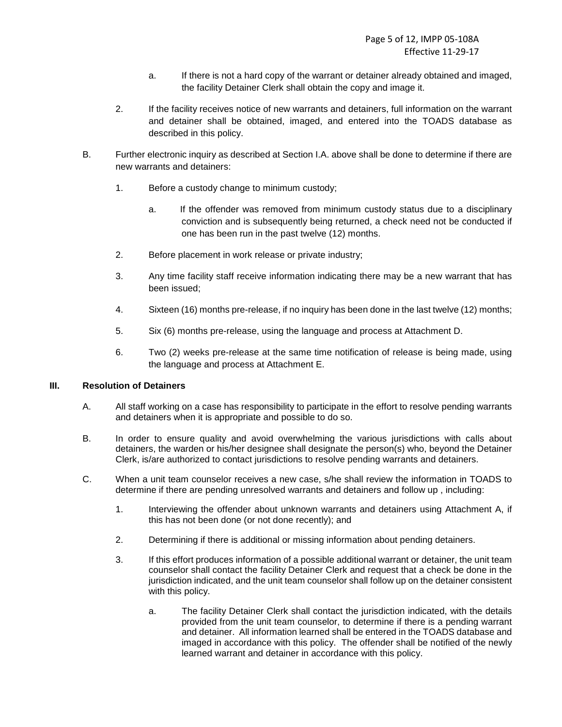a. If there is not a hard copy of the warrant or detainer already obtained and imaged, the facility Detainer Clerk shall obtain the copy and image it.

2. If the facility receives notice of new warrants and detainers, full information on the warrant and detainer shall be obtained, imaged, and entered into the TOADS database as described in this policy.

B. Further electronic inquiry as described at Section I.A. above shall be done to determine if there are new warrants and detainers:

1. Before a custody change to minimum custody;

   a. If the offender was removed from minimum custody status due to a disciplinary conviction and is subsequently being returned, a check need not be conducted if one has been run in the past twelve (12) months.

2. Before placement in work release or private industry;

3. Any time facility staff receive information indicating there may be a new warrant that has been issued;

4. Sixteen (16) months pre-release, if no inquiry has been done in the last twelve (12) months;

5. Six (6) months pre-release, using the language and process at Attachment D.

6. Two (2) weeks pre-release at the same time notification of release is being made, using the language and process at Attachment E.

## III. Resolution of Detainers

A. All staff working on a case has responsibility to participate in the effort to resolve pending warrants and detainers when it is appropriate and possible to do so.

B. In order to ensure quality and avoid overwhelming the various jurisdictions with calls about detainers, the warden or his/her designee shall designate the person(s) who, beyond the Detainer Clerk, is/are authorized to contact jurisdictions to resolve pending warrants and detainers.

C. When a unit team counselor receives a new case, s/he shall review the information in TOADS to determine if there are pending unresolved warrants and detainers and follow up , including:

1. Interviewing the offender about unknown warrants and detainers using Attachment A, if this has not been done (or not done recently); and

2. Determining if there is additional or missing information about pending detainers.

3. If this effort produces information of a possible additional warrant or detainer, the unit team counselor shall contact the facility Detainer Clerk and request that a check be done in the jurisdiction indicated, and the unit team counselor shall follow up on the detainer consistent with this policy.

   a. The facility Detainer Clerk shall contact the jurisdiction indicated, with the details provided from the unit team counselor, to determine if there is a pending warrant and detainer. All information learned shall be entered in the TOADS database and imaged in accordance with this policy. The offender shall be notified of the newly learned warrant and detainer in accordance with this policy.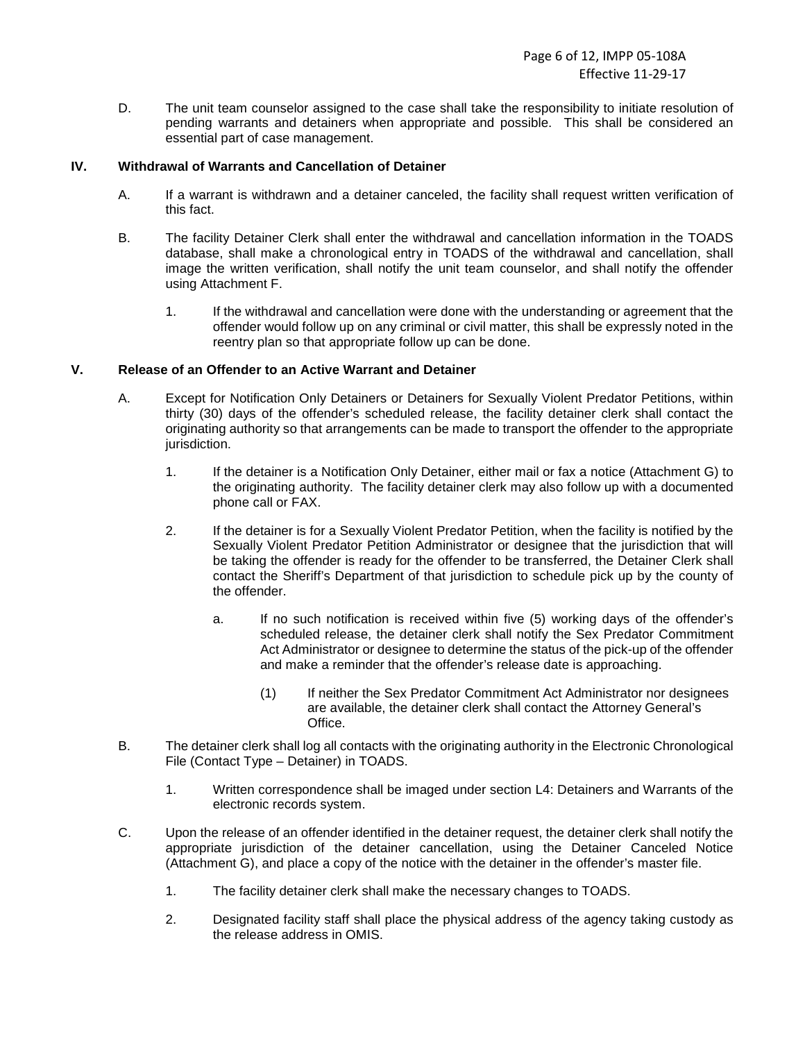D. The unit team counselor assigned to the case shall take the responsibility to initiate resolution of pending warrants and detainers when appropriate and possible. This shall be considered an essential part of case management.

## IV. Withdrawal of Warrants and Cancellation of Detainer

A. If a warrant is withdrawn and a detainer canceled, the facility shall request written verification of this fact.

B. The facility Detainer Clerk shall enter the withdrawal and cancellation information in the TOADS database, shall make a chronological entry in TOADS of the withdrawal and cancellation, shall image the written verification, shall notify the unit team counselor, and shall notify the offender using Attachment F.

1. If the withdrawal and cancellation were done with the understanding or agreement that the offender would follow up on any criminal or civil matter, this shall be expressly noted in the reentry plan so that appropriate follow up can be done.

## V. Release of an Offender to an Active Warrant and Detainer

A. Except for Notification Only Detainers or Detainers for Sexually Violent Predator Petitions, within thirty (30) days of the offender's scheduled release, the facility detainer clerk shall contact the originating authority so that arrangements can be made to transport the offender to the appropriate jurisdiction.

1. If the detainer is a Notification Only Detainer, either mail or fax a notice (Attachment G) to the originating authority. The facility detainer clerk may also follow up with a documented phone call or FAX.

2. If the detainer is for a Sexually Violent Predator Petition, when the facility is notified by the Sexually Violent Predator Petition Administrator or designee that the jurisdiction that will be taking the offender is ready for the offender to be transferred, the Detainer Clerk shall contact the Sheriff's Department of that jurisdiction to schedule pick up by the county of the offender.

   a. If no such notification is received within five (5) working days of the offender's scheduled release, the detainer clerk shall notify the Sex Predator Commitment Act Administrator or designee to determine the status of the pick-up of the offender and make a reminder that the offender's release date is approaching.

      (1) If neither the Sex Predator Commitment Act Administrator nor designees are available, the detainer clerk shall contact the Attorney General's Office.

B. The detainer clerk shall log all contacts with the originating authority in the Electronic Chronological File (Contact Type – Detainer) in TOADS.

1. Written correspondence shall be imaged under section L4: Detainers and Warrants of the electronic records system.

C. Upon the release of an offender identified in the detainer request, the detainer clerk shall notify the appropriate jurisdiction of the detainer cancellation, using the Detainer Canceled Notice (Attachment G), and place a copy of the notice with the detainer in the offender's master file.

1. The facility detainer clerk shall make the necessary changes to TOADS.

2. Designated facility staff shall place the physical address of the agency taking custody as the release address in OMIS.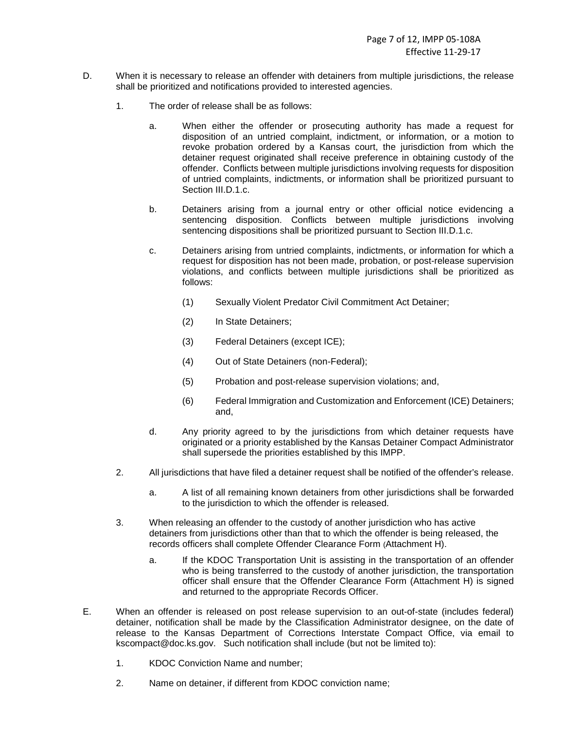D. When it is necessary to release an offender with detainers from multiple jurisdictions, the release shall be prioritized and notifications provided to interested agencies.

  1. The order of release shall be as follows:

    a. When either the offender or prosecuting authority has made a request for disposition of an untried complaint, indictment, or information, or a motion to revoke probation ordered by a Kansas court, the jurisdiction from which the detainer request originated shall receive preference in obtaining custody of the offender. Conflicts between multiple jurisdictions involving requests for disposition of untried complaints, indictments, or information shall be prioritized pursuant to Section III.D.1.c.

    b. Detainers arising from a journal entry or other official notice evidencing a sentencing disposition. Conflicts between multiple jurisdictions involving sentencing dispositions shall be prioritized pursuant to Section III.D.1.c.

    c. Detainers arising from untried complaints, indictments, or information for which a request for disposition has not been made, probation, or post-release supervision violations, and conflicts between multiple jurisdictions shall be prioritized as follows:

      (1) Sexually Violent Predator Civil Commitment Act Detainer;

      (2) In State Detainers;

      (3) Federal Detainers (except ICE);

      (4) Out of State Detainers (non-Federal);

      (5) Probation and post-release supervision violations; and,

      (6) Federal Immigration and Customization and Enforcement (ICE) Detainers; and,

    d. Any priority agreed to by the jurisdictions from which detainer requests have originated or a priority established by the Kansas Detainer Compact Administrator shall supersede the priorities established by this IMPP.

  2. All jurisdictions that have filed a detainer request shall be notified of the offender's release.

    a. A list of all remaining known detainers from other jurisdictions shall be forwarded to the jurisdiction to which the offender is released.

  3. When releasing an offender to the custody of another jurisdiction who has active detainers from jurisdictions other than that to which the offender is being released, the records officers shall complete Offender Clearance Form (Attachment H).

    a. If the KDOC Transportation Unit is assisting in the transportation of an offender who is being transferred to the custody of another jurisdiction, the transportation officer shall ensure that the Offender Clearance Form (Attachment H) is signed and returned to the appropriate Records Officer.

E. When an offender is released on post release supervision to an out-of-state (includes federal) detainer, notification shall be made by the Classification Administrator designee, on the date of release to the Kansas Department of Corrections Interstate Compact Office, via email to kscompact@doc.ks.gov. Such notification shall include (but not be limited to):

  1. KDOC Conviction Name and number;

  2. Name on detainer, if different from KDOC conviction name;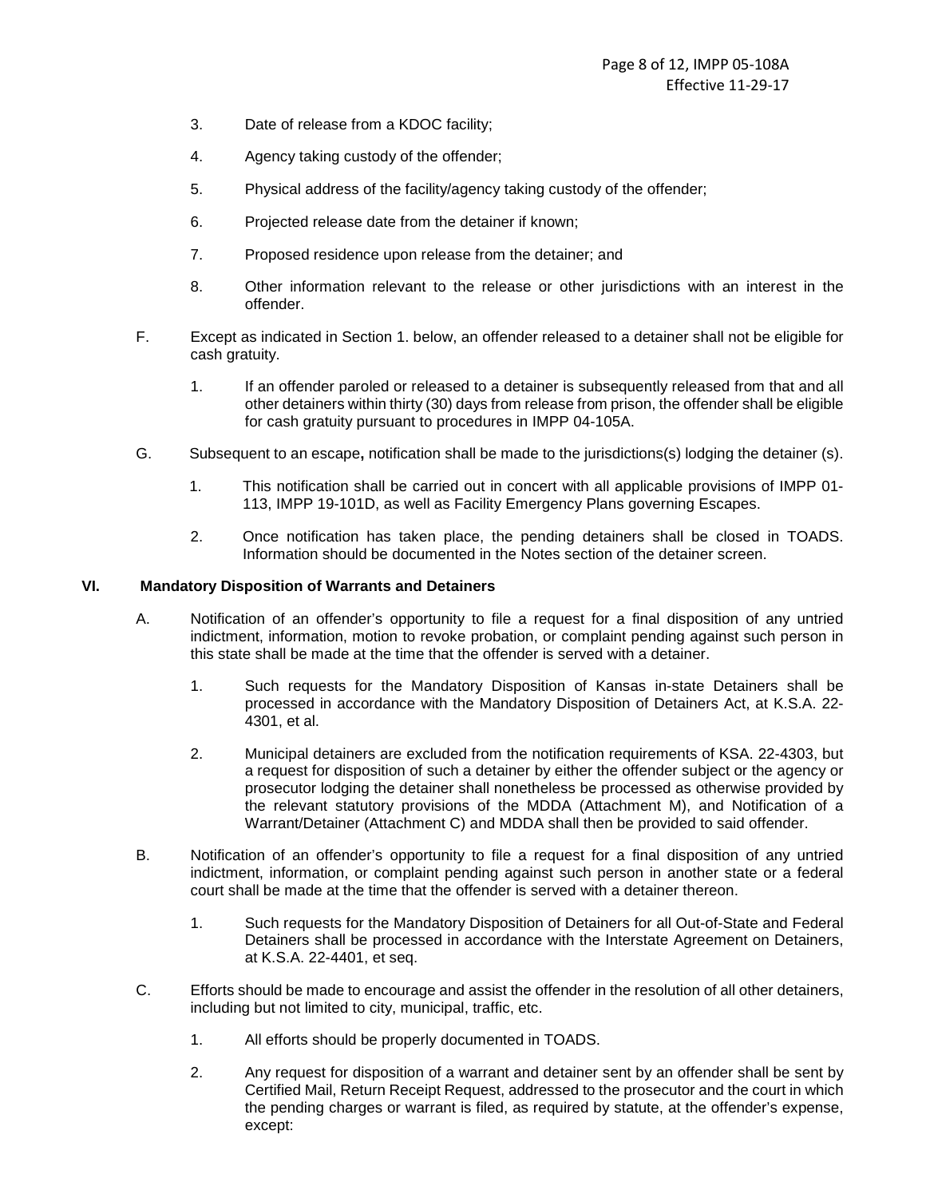3. Date of release from a KDOC facility;

4. Agency taking custody of the offender;

5. Physical address of the facility/agency taking custody of the offender;

6. Projected release date from the detainer if known;

7. Proposed residence upon release from the detainer; and

8. Other information relevant to the release or other jurisdictions with an interest in the offender.

F. Except as indicated in Section 1. below, an offender released to a detainer shall not be eligible for cash gratuity.

 1. If an offender paroled or released to a detainer is subsequently released from that and all other detainers within thirty (30) days from release from prison, the offender shall be eligible for cash gratuity pursuant to procedures in IMPP 04-105A.

G. Subsequent to an escape**,** notification shall be made to the jurisdictions(s) lodging the detainer (s).

 1. This notification shall be carried out in concert with all applicable provisions of IMPP 01-113, IMPP 19-101D, as well as Facility Emergency Plans governing Escapes.

 2. Once notification has taken place, the pending detainers shall be closed in TOADS. Information should be documented in the Notes section of the detainer screen.

**VI. Mandatory Disposition of Warrants and Detainers**

A. Notification of an offender's opportunity to file a request for a final disposition of any untried indictment, information, motion to revoke probation, or complaint pending against such person in this state shall be made at the time that the offender is served with a detainer.

 1. Such requests for the Mandatory Disposition of Kansas in-state Detainers shall be processed in accordance with the Mandatory Disposition of Detainers Act, at K.S.A. 22-4301, et al.

 2. Municipal detainers are excluded from the notification requirements of KSA. 22-4303, but a request for disposition of such a detainer by either the offender subject or the agency or prosecutor lodging the detainer shall nonetheless be processed as otherwise provided by the relevant statutory provisions of the MDDA (Attachment M), and Notification of a Warrant/Detainer (Attachment C) and MDDA shall then be provided to said offender.

B. Notification of an offender's opportunity to file a request for a final disposition of any untried indictment, information, or complaint pending against such person in another state or a federal court shall be made at the time that the offender is served with a detainer thereon.

 1. Such requests for the Mandatory Disposition of Detainers for all Out-of-State and Federal Detainers shall be processed in accordance with the Interstate Agreement on Detainers, at K.S.A. 22-4401, et seq.

C. Efforts should be made to encourage and assist the offender in the resolution of all other detainers, including but not limited to city, municipal, traffic, etc.

 1. All efforts should be properly documented in TOADS.

 2. Any request for disposition of a warrant and detainer sent by an offender shall be sent by Certified Mail, Return Receipt Request, addressed to the prosecutor and the court in which the pending charges or warrant is filed, as required by statute, at the offender's expense, except: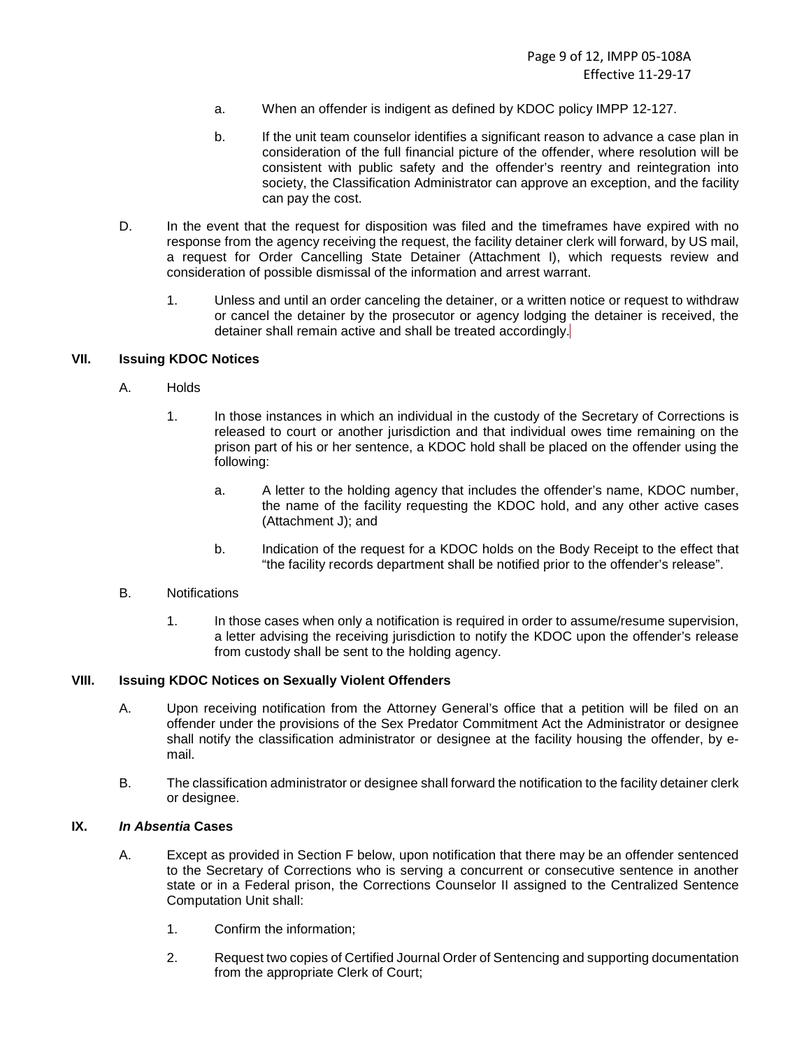a. When an offender is indigent as defined by KDOC policy IMPP 12-127.

b. If the unit team counselor identifies a significant reason to advance a case plan in consideration of the full financial picture of the offender, where resolution will be consistent with public safety and the offender's reentry and reintegration into society, the Classification Administrator can approve an exception, and the facility can pay the cost.

D. In the event that the request for disposition was filed and the timeframes have expired with no response from the agency receiving the request, the facility detainer clerk will forward, by US mail, a request for Order Cancelling State Detainer (Attachment I), which requests review and consideration of possible dismissal of the information and arrest warrant.

1. Unless and until an order canceling the detainer, or a written notice or request to withdraw or cancel the detainer by the prosecutor or agency lodging the detainer is received, the detainer shall remain active and shall be treated accordingly.

## VII. Issuing KDOC Notices

A. Holds

1. In those instances in which an individual in the custody of the Secretary of Corrections is released to court or another jurisdiction and that individual owes time remaining on the prison part of his or her sentence, a KDOC hold shall be placed on the offender using the following:

a. A letter to the holding agency that includes the offender's name, KDOC number, the name of the facility requesting the KDOC hold, and any other active cases (Attachment J); and

b. Indication of the request for a KDOC holds on the Body Receipt to the effect that "the facility records department shall be notified prior to the offender's release".

B. Notifications

1. In those cases when only a notification is required in order to assume/resume supervision, a letter advising the receiving jurisdiction to notify the KDOC upon the offender's release from custody shall be sent to the holding agency.

## VIII. Issuing KDOC Notices on Sexually Violent Offenders

A. Upon receiving notification from the Attorney General's office that a petition will be filed on an offender under the provisions of the Sex Predator Commitment Act the Administrator or designee shall notify the classification administrator or designee at the facility housing the offender, by e-mail.

B. The classification administrator or designee shall forward the notification to the facility detainer clerk or designee.

## IX. *In Absentia* Cases

A. Except as provided in Section F below, upon notification that there may be an offender sentenced to the Secretary of Corrections who is serving a concurrent or consecutive sentence in another state or in a Federal prison, the Corrections Counselor II assigned to the Centralized Sentence Computation Unit shall:

1. Confirm the information;

2. Request two copies of Certified Journal Order of Sentencing and supporting documentation from the appropriate Clerk of Court;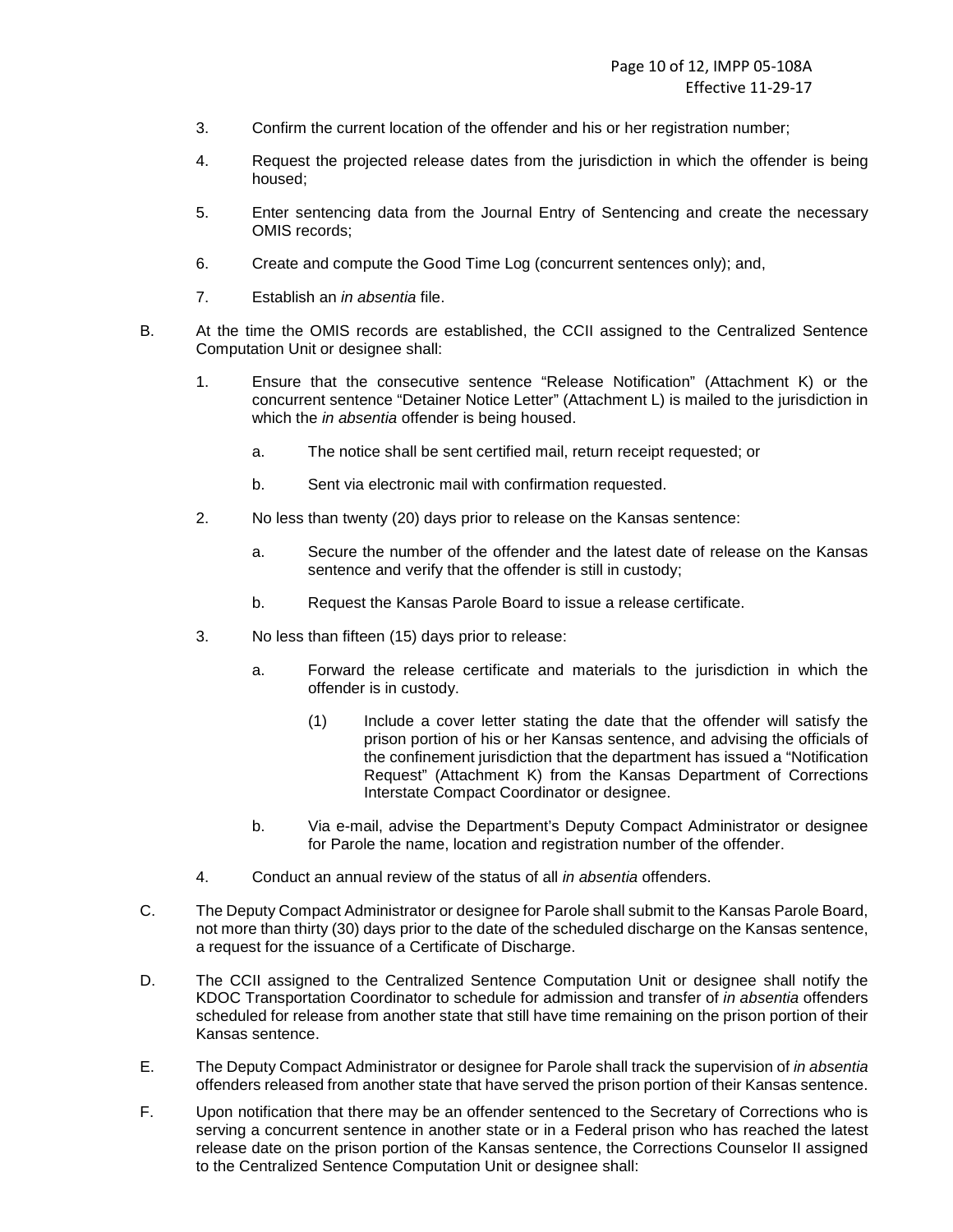3. Confirm the current location of the offender and his or her registration number;

4. Request the projected release dates from the jurisdiction in which the offender is being housed;

5. Enter sentencing data from the Journal Entry of Sentencing and create the necessary OMIS records;

6. Create and compute the Good Time Log (concurrent sentences only); and,

7. Establish an *in absentia* file.

B. At the time the OMIS records are established, the CCII assigned to the Centralized Sentence Computation Unit or designee shall:

   1. Ensure that the consecutive sentence "Release Notification" (Attachment K) or the concurrent sentence "Detainer Notice Letter" (Attachment L) is mailed to the jurisdiction in which the *in absentia* offender is being housed.

      a. The notice shall be sent certified mail, return receipt requested; or

      b. Sent via electronic mail with confirmation requested.

   2. No less than twenty (20) days prior to release on the Kansas sentence:

      a. Secure the number of the offender and the latest date of release on the Kansas sentence and verify that the offender is still in custody;

      b. Request the Kansas Parole Board to issue a release certificate.

   3. No less than fifteen (15) days prior to release:

      a. Forward the release certificate and materials to the jurisdiction in which the offender is in custody.

         (1) Include a cover letter stating the date that the offender will satisfy the prison portion of his or her Kansas sentence, and advising the officials of the confinement jurisdiction that the department has issued a "Notification Request" (Attachment K) from the Kansas Department of Corrections Interstate Compact Coordinator or designee.

      b. Via e-mail, advise the Department's Deputy Compact Administrator or designee for Parole the name, location and registration number of the offender.

   4. Conduct an annual review of the status of all *in absentia* offenders.

C. The Deputy Compact Administrator or designee for Parole shall submit to the Kansas Parole Board, not more than thirty (30) days prior to the date of the scheduled discharge on the Kansas sentence, a request for the issuance of a Certificate of Discharge.

D. The CCII assigned to the Centralized Sentence Computation Unit or designee shall notify the KDOC Transportation Coordinator to schedule for admission and transfer of *in absentia* offenders scheduled for release from another state that still have time remaining on the prison portion of their Kansas sentence.

E. The Deputy Compact Administrator or designee for Parole shall track the supervision of *in absentia* offenders released from another state that have served the prison portion of their Kansas sentence.

F. Upon notification that there may be an offender sentenced to the Secretary of Corrections who is serving a concurrent sentence in another state or in a Federal prison who has reached the latest release date on the prison portion of the Kansas sentence, the Corrections Counselor II assigned to the Centralized Sentence Computation Unit or designee shall: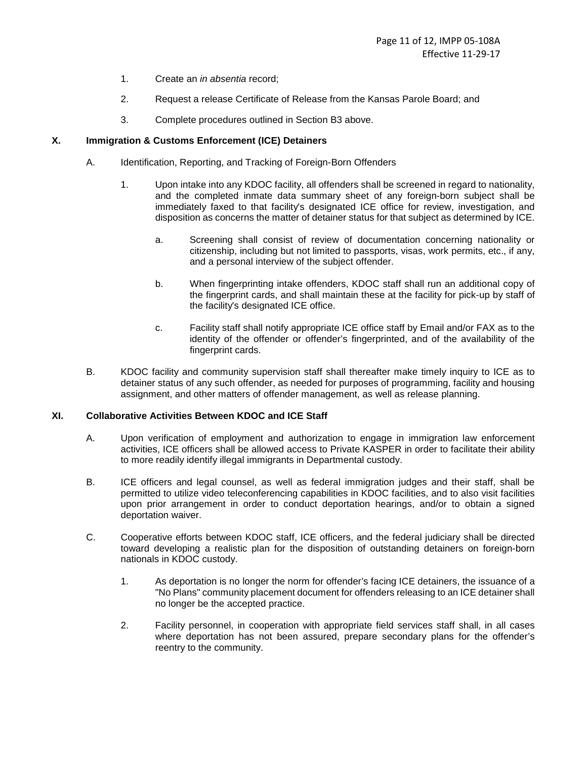1. Create an *in absentia* record;

2. Request a release Certificate of Release from the Kansas Parole Board; and

3. Complete procedures outlined in Section B3 above.

## X. Immigration & Customs Enforcement (ICE) Detainers

A. Identification, Reporting, and Tracking of Foreign-Born Offenders

1. Upon intake into any KDOC facility, all offenders shall be screened in regard to nationality, and the completed inmate data summary sheet of any foreign-born subject shall be immediately faxed to that facility's designated ICE office for review, investigation, and disposition as concerns the matter of detainer status for that subject as determined by ICE.

   a. Screening shall consist of review of documentation concerning nationality or citizenship, including but not limited to passports, visas, work permits, etc., if any, and a personal interview of the subject offender.

   b. When fingerprinting intake offenders, KDOC staff shall run an additional copy of the fingerprint cards, and shall maintain these at the facility for pick-up by staff of the facility's designated ICE office.

   c. Facility staff shall notify appropriate ICE office staff by Email and/or FAX as to the identity of the offender or offender's fingerprinted, and of the availability of the fingerprint cards.

B. KDOC facility and community supervision staff shall thereafter make timely inquiry to ICE as to detainer status of any such offender, as needed for purposes of programming, facility and housing assignment, and other matters of offender management, as well as release planning.

## XI. Collaborative Activities Between KDOC and ICE Staff

A. Upon verification of employment and authorization to engage in immigration law enforcement activities, ICE officers shall be allowed access to Private KASPER in order to facilitate their ability to more readily identify illegal immigrants in Departmental custody.

B. ICE officers and legal counsel, as well as federal immigration judges and their staff, shall be permitted to utilize video teleconferencing capabilities in KDOC facilities, and to also visit facilities upon prior arrangement in order to conduct deportation hearings, and/or to obtain a signed deportation waiver.

C. Cooperative efforts between KDOC staff, ICE officers, and the federal judiciary shall be directed toward developing a realistic plan for the disposition of outstanding detainers on foreign-born nationals in KDOC custody.

1. As deportation is no longer the norm for offender's facing ICE detainers, the issuance of a "No Plans" community placement document for offenders releasing to an ICE detainer shall no longer be the accepted practice.

2. Facility personnel, in cooperation with appropriate field services staff shall, in all cases where deportation has not been assured, prepare secondary plans for the offender's reentry to the community.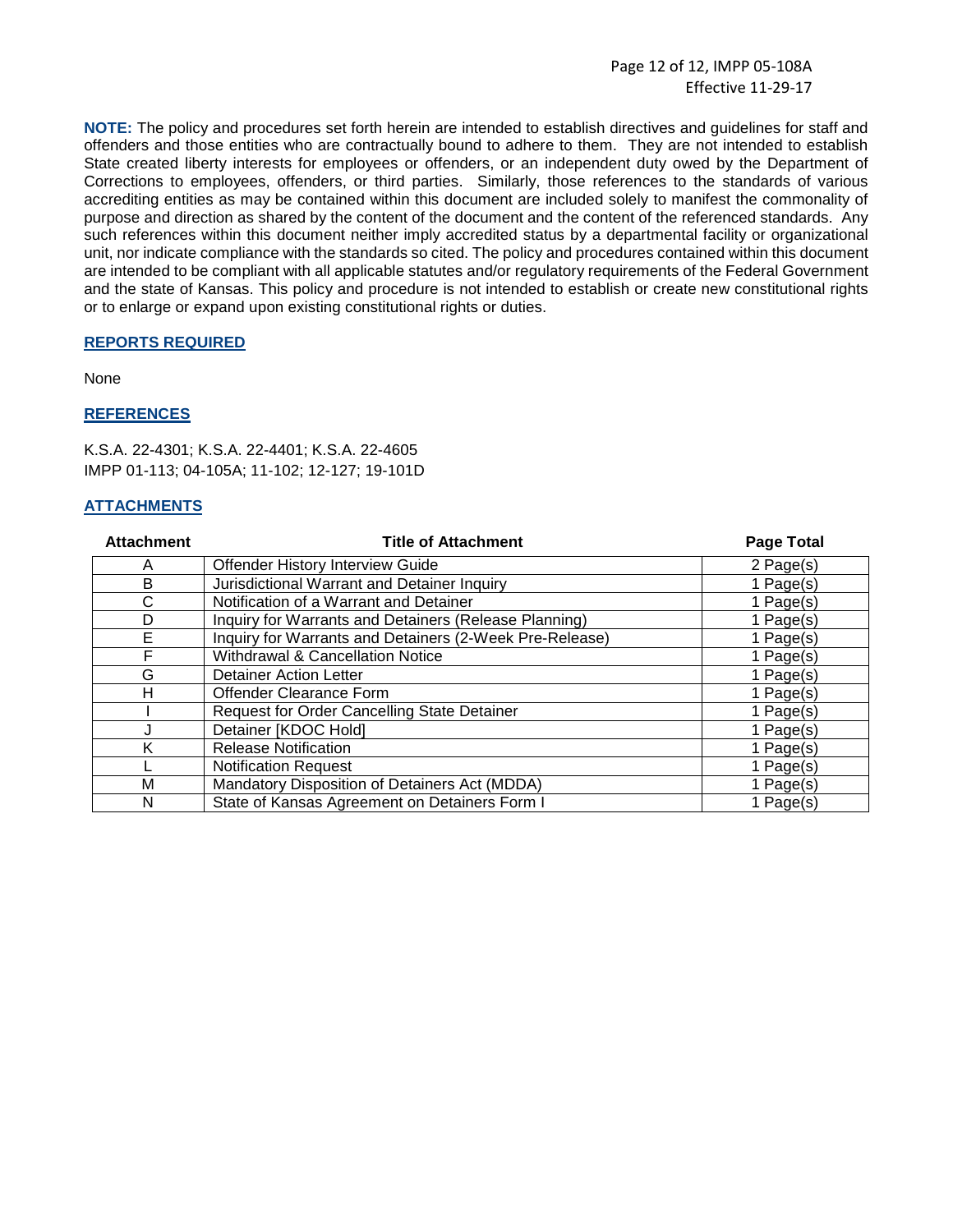**NOTE:** The policy and procedures set forth herein are intended to establish directives and guidelines for staff and offenders and those entities who are contractually bound to adhere to them. They are not intended to establish State created liberty interests for employees or offenders, or an independent duty owed by the Department of Corrections to employees, offenders, or third parties. Similarly, those references to the standards of various accrediting entities as may be contained within this document are included solely to manifest the commonality of purpose and direction as shared by the content of the document and the content of the referenced standards. Any such references within this document neither imply accredited status by a departmental facility or organizational unit, nor indicate compliance with the standards so cited. The policy and procedures contained within this document are intended to be compliant with all applicable statutes and/or regulatory requirements of the Federal Government and the state of Kansas. This policy and procedure is not intended to establish or create new constitutional rights or to enlarge or expand upon existing constitutional rights or duties.

## REPORTS REQUIRED

None

## REFERENCES

K.S.A. 22-4301; K.S.A. 22-4401; K.S.A. 22-4605
IMPP 01-113; 04-105A; 11-102; 12-127; 19-101D

## ATTACHMENTS

| Attachment | Title of Attachment | Page Total |
|---|---|---|
| A | Offender History Interview Guide | 2 Page(s) |
| B | Jurisdictional Warrant and Detainer Inquiry | 1 Page(s) |
| C | Notification of a Warrant and Detainer | 1 Page(s) |
| D | Inquiry for Warrants and Detainers (Release Planning) | 1 Page(s) |
| E | Inquiry for Warrants and Detainers (2-Week Pre-Release) | 1 Page(s) |
| F | Withdrawal & Cancellation Notice | 1 Page(s) |
| G | Detainer Action Letter | 1 Page(s) |
| H | Offender Clearance Form | 1 Page(s) |
| I | Request for Order Cancelling State Detainer | 1 Page(s) |
| J | Detainer [KDOC Hold] | 1 Page(s) |
| K | Release Notification | 1 Page(s) |
| L | Notification Request | 1 Page(s) |
| M | Mandatory Disposition of Detainers Act (MDDA) | 1 Page(s) |
| N | State of Kansas Agreement on Detainers Form I | 1 Page(s) |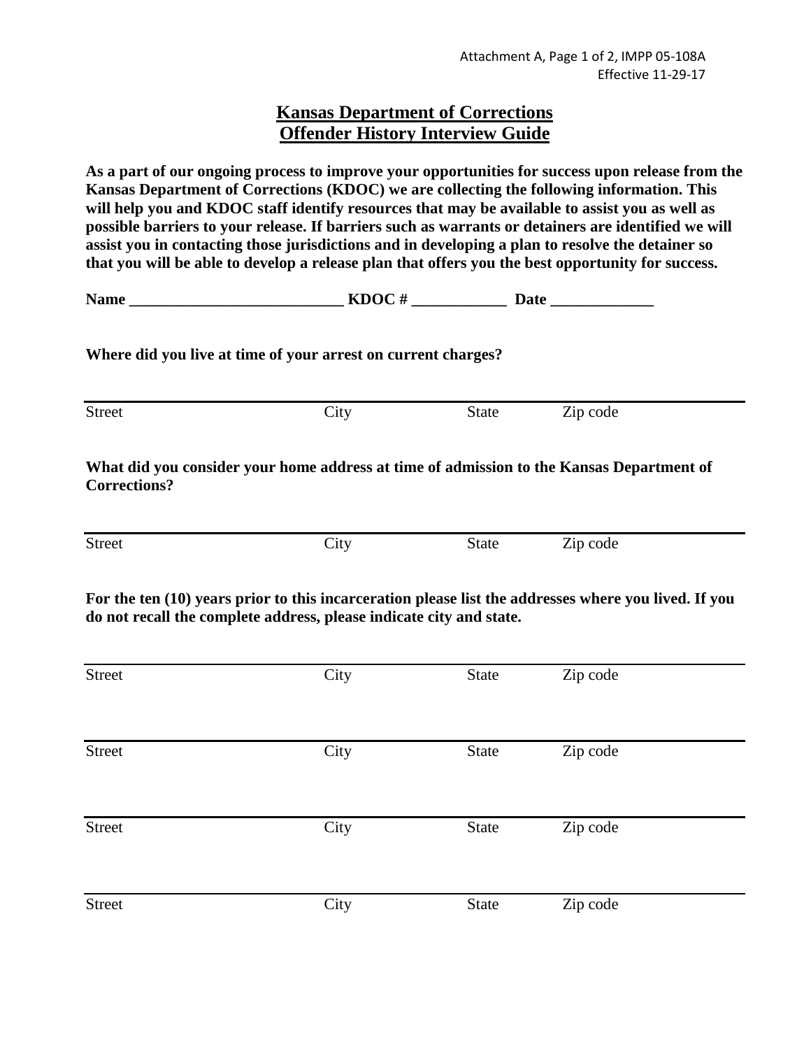Attachment A, Page 1 of 2, IMPP 05-108A
Effective 11-29-17

# Kansas Department of Corrections
# Offender History Interview Guide

**As a part of our ongoing process to improve your opportunities for success upon release from the Kansas Department of Corrections (KDOC) we are collecting the following information. This will help you and KDOC staff identify resources that may be available to assist you as well as possible barriers to your release. If barriers such as warrants or detainers are identified we will assist you in contacting those jurisdictions and in developing a plan to resolve the detainer so that you will be able to develop a release plan that offers you the best opportunity for success.**

**Name ____________________________ KDOC # ____________ Date _____________**

**Where did you live at time of your arrest on current charges?**

______________________________________________________________________

Street City State Zip code

**What did you consider your home address at time of admission to the Kansas Department of Corrections?**

______________________________________________________________________

Street City State Zip code

**For the ten (10) years prior to this incarceration please list the addresses where you lived. If you do not recall the complete address, please indicate city and state.**

______________________________________________________________________

Street City State Zip code

______________________________________________________________________

Street City State Zip code

______________________________________________________________________

Street City State Zip code

______________________________________________________________________

Street City State Zip code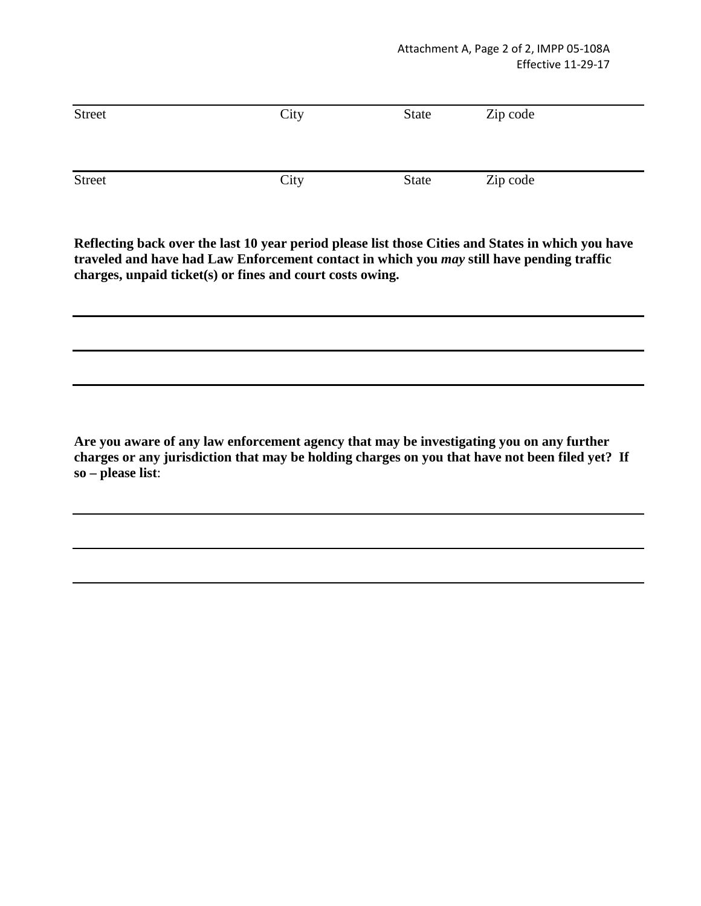| Street | City | State | Zip code |
|---|---|---|---|
| | | | |

| Street | City | State | Zip code |
|---|---|---|---|
| | | | |

**Reflecting back over the last 10 year period please list those Cities and States in which you have traveled and have had Law Enforcement contact in which you *may* still have pending traffic charges, unpaid ticket(s) or fines and court costs owing.**

______________________________________________________________________

______________________________________________________________________

______________________________________________________________________

**Are you aware of any law enforcement agency that may be investigating you on any further charges or any jurisdiction that may be holding charges on you that have not been filed yet? If so – please list**:

______________________________________________________________________

______________________________________________________________________

______________________________________________________________________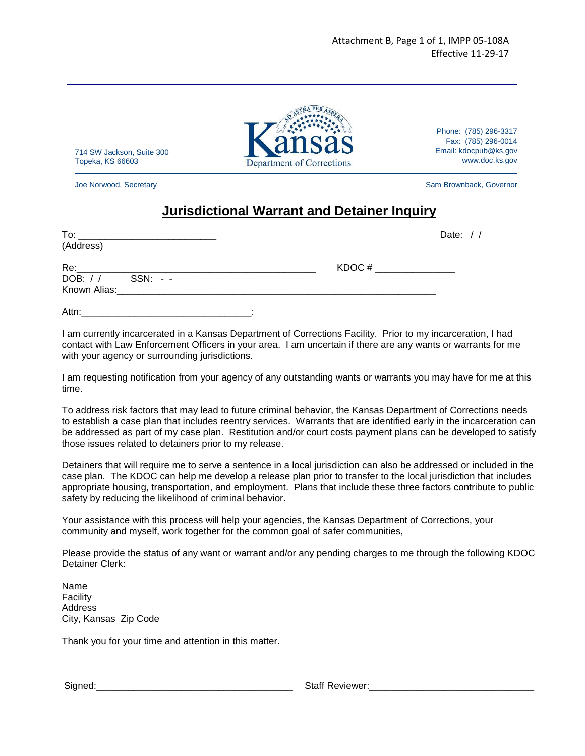Attachment B, Page 1 of 1, IMPP 05-108A
Effective 11-29-17

714 SW Jackson, Suite 300
Topeka, KS 66603

Kansas Department of Corrections

Phone: (785) 296-3317
Fax: (785) 296-0014
Email: kdocpub@ks.gov
www.doc.ks.gov

Joe Norwood, Secretary

Sam Brownback, Governor

# Jurisdictional Warrant and Detainer Inquiry

To: __________________________ Date: / /
(Address)

Re:_____________________________________________ KDOC # _______________
DOB: / / SSN: - -
Known Alias:_____________________________________________________________

Attn:________________________________:

I am currently incarcerated in a Kansas Department of Corrections Facility. Prior to my incarceration, I had contact with Law Enforcement Officers in your area. I am uncertain if there are any wants or warrants for me with your agency or surrounding jurisdictions.

I am requesting notification from your agency of any outstanding wants or warrants you may have for me at this time.

To address risk factors that may lead to future criminal behavior, the Kansas Department of Corrections needs to establish a case plan that includes reentry services. Warrants that are identified early in the incarceration can be addressed as part of my case plan. Restitution and/or court costs payment plans can be developed to satisfy those issues related to detainers prior to my release.

Detainers that will require me to serve a sentence in a local jurisdiction can also be addressed or included in the case plan. The KDOC can help me develop a release plan prior to transfer to the local jurisdiction that includes appropriate housing, transportation, and employment. Plans that include these three factors contribute to public safety by reducing the likelihood of criminal behavior.

Your assistance with this process will help your agencies, the Kansas Department of Corrections, your community and myself, work together for the common goal of safer communities,

Please provide the status of any want or warrant and/or any pending charges to me through the following KDOC Detainer Clerk:

Name
Facility
Address
City, Kansas Zip Code

Thank you for your time and attention in this matter.

Signed:_____________________________________ Staff Reviewer:______________________________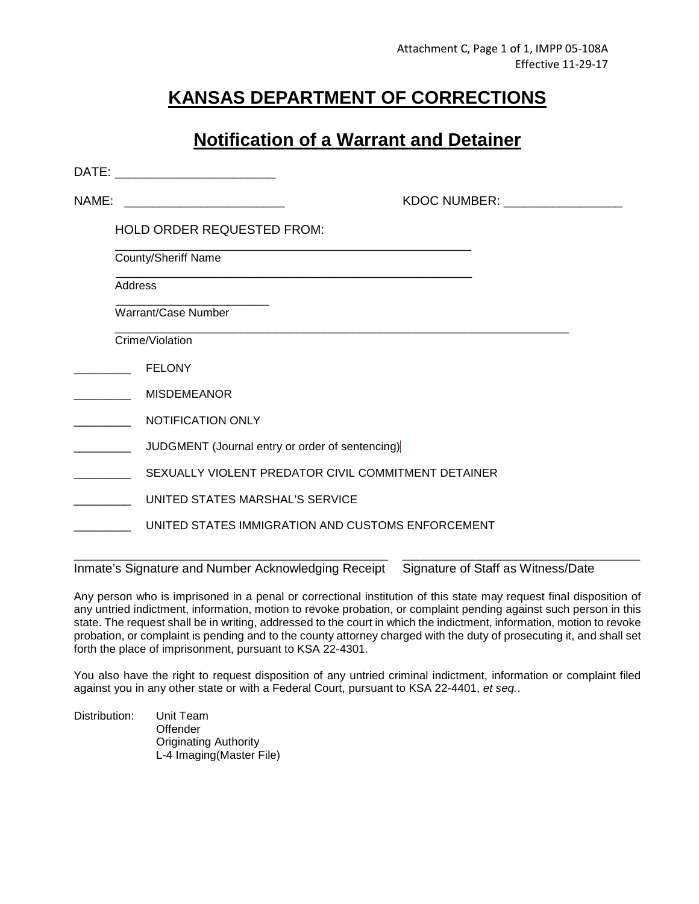Attachment C, Page 1 of 1, IMPP 05-108A
Effective 11-29-17

# KANSAS DEPARTMENT OF CORRECTIONS

## Notification of a Warrant and Detainer

DATE: ______________________

NAME: ______________________ KDOC NUMBER: ________________

HOLD ORDER REQUESTED FROM:

______________________________________________________
County/Sheriff Name

______________________________________________________
Address

______________________
Warrant/Case Number

______________________________________________________________________
Crime/Violation

________ FELONY

________ MISDEMEANOR

________ NOTIFICATION ONLY

________ JUDGMENT (Journal entry or order of sentencing)

________ SEXUALLY VIOLENT PREDATOR CIVIL COMMITMENT DETAINER

________ UNITED STATES MARSHAL'S SERVICE

________ UNITED STATES IMMIGRATION AND CUSTOMS ENFORCEMENT

______________________________________________ ____________________________________
Inmate's Signature and Number Acknowledging Receipt Signature of Staff as Witness/Date

Any person who is imprisoned in a penal or correctional institution of this state may request final disposition of any untried indictment, information, motion to revoke probation, or complaint pending against such person in this state. The request shall be in writing, addressed to the court in which the indictment, information, motion to revoke probation, or complaint is pending and to the county attorney charged with the duty of prosecuting it, and shall set forth the place of imprisonment, pursuant to KSA 22-4301.

You also have the right to request disposition of any untried criminal indictment, information or complaint filed against you in any other state or with a Federal Court, pursuant to KSA 22-4401, *et seq.*.

Distribution: Unit Team
Offender
Originating Authority
L-4 Imaging(Master File)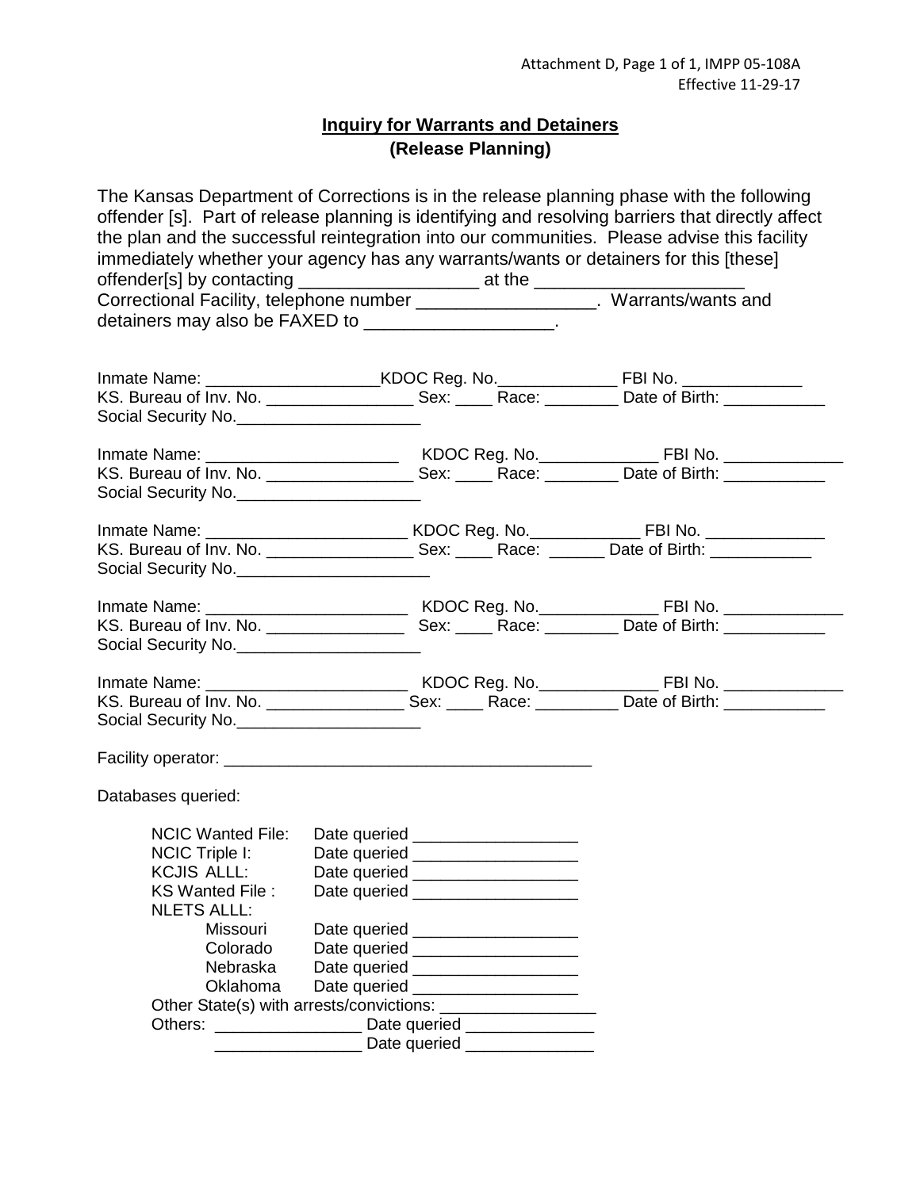Attachment D, Page 1 of 1, IMPP 05-108A
Effective 11-29-17

## Inquiry for Warrants and Detainers
## (Release Planning)

The Kansas Department of Corrections is in the release planning phase with the following offender [s]. Part of release planning is identifying and resolving barriers that directly affect the plan and the successful reintegration into our communities. Please advise this facility immediately whether your agency has any warrants/wants or detainers for this [these] offender[s] by contacting __________________ at the _____________________ Correctional Facility, telephone number __________________. Warrants/wants and detainers may also be FAXED to ___________________.

Inmate Name: ___________________KDOC Reg. No._____________ FBI No. _____________
KS. Bureau of Inv. No. ________________ Sex: ____ Race: ________ Date of Birth: ___________
Social Security No.____________________

Inmate Name: _____________________ KDOC Reg. No._____________ FBI No. _____________
KS. Bureau of Inv. No. ________________ Sex: ____ Race: ________ Date of Birth: ___________
Social Security No.____________________

Inmate Name: ______________________ KDOC Reg. No.____________ FBI No. _____________
KS. Bureau of Inv. No. ________________ Sex: ____ Race: ______ Date of Birth: ___________
Social Security No._____________________

Inmate Name: ______________________ KDOC Reg. No._____________ FBI No. _____________
KS. Bureau of Inv. No. _______________ Sex: ____ Race: ________ Date of Birth: ___________
Social Security No.____________________

Inmate Name: ______________________ KDOC Reg. No._____________ FBI No. _____________
KS. Bureau of Inv. No. _______________ Sex: ____ Race: _________ Date of Birth: ___________
Social Security No.____________________

Facility operator: ________________________________________

Databases queried:

NCIC Wanted File: Date queried __________________
NCIC Triple I: Date queried __________________
KCJIS ALLL: Date queried __________________
KS Wanted File : Date queried __________________
NLETS ALLL:
- Missouri Date queried __________________
- Colorado Date queried __________________
- Nebraska Date queried __________________
- Oklahoma Date queried __________________

Other State(s) with arrests/convictions: _________________
Others: ________________ Date queried ______________
________________ Date queried ______________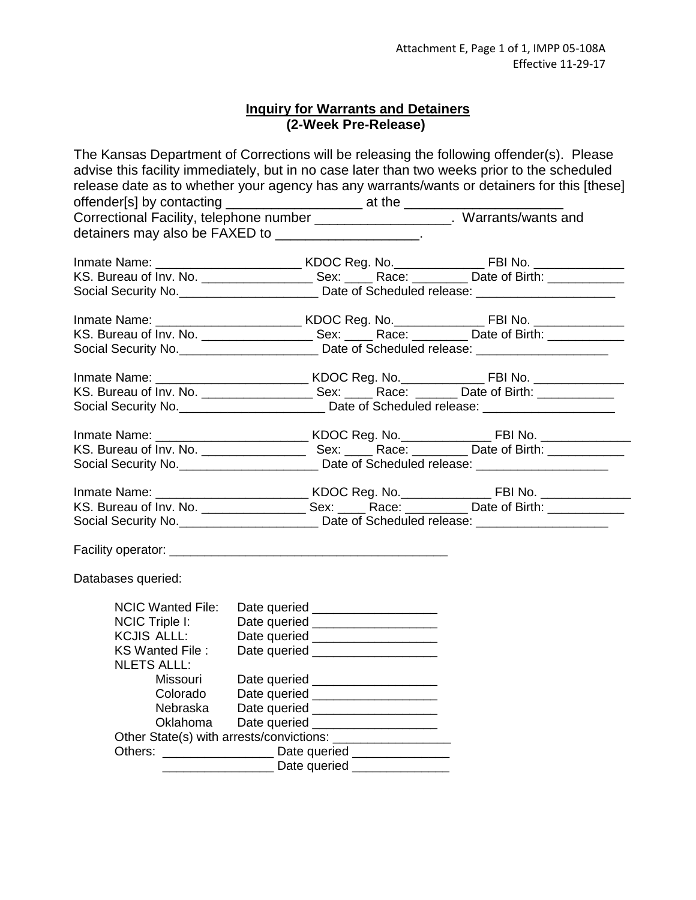Attachment E, Page 1 of 1, IMPP 05-108A
Effective 11-29-17

## Inquiry for Warrants and Detainers
## (2-Week Pre-Release)

The Kansas Department of Corrections will be releasing the following offender(s). Please advise this facility immediately, but in no case later than two weeks prior to the scheduled release date as to whether your agency has any warrants/wants or detainers for this [these] offender[s] by contacting __________________ at the ______________________ Correctional Facility, telephone number __________________. Warrants/wants and detainers may also be FAXED to ___________________.

Inmate Name: _____________________ KDOC Reg. No._____________ FBI No. _____________
KS. Bureau of Inv. No. ________________ Sex: ____ Race: ________ Date of Birth: ___________
Social Security No.____________________ Date of Scheduled release: ____________________

Inmate Name: _____________________ KDOC Reg. No._____________ FBI No. _____________
KS. Bureau of Inv. No. ________________ Sex: ____ Race: ________ Date of Birth: ___________
Social Security No.____________________ Date of Scheduled release: ___________________

Inmate Name: ______________________ KDOC Reg. No.____________ FBI No. _____________
KS. Bureau of Inv. No. ________________ Sex: ____ Race: ______ Date of Birth: ___________
Social Security No._____________________ Date of Scheduled release: ___________________

Inmate Name: ______________________ KDOC Reg. No._____________ FBI No. _____________
KS. Bureau of Inv. No. _______________ Sex: ____ Race: ________ Date of Birth: ___________
Social Security No.____________________ Date of Scheduled release: ___________________

Inmate Name: ______________________ KDOC Reg. No._____________ FBI No. _____________
KS. Bureau of Inv. No. _______________ Sex: ____ Race: _________ Date of Birth: ___________
Social Security No.____________________ Date of Scheduled release: ___________________

Facility operator: ________________________________________

Databases queried:

NCIC Wanted File: Date queried __________________
NCIC Triple I: Date queried __________________
KCJIS ALLL: Date queried __________________
KS Wanted File : Date queried __________________
NLETS ALLL:
- Missouri Date queried __________________
- Colorado Date queried __________________
- Nebraska Date queried __________________
- Oklahoma Date queried __________________

Other State(s) with arrests/convictions: _________________
Others: ________________ Date queried ______________
________________ Date queried ______________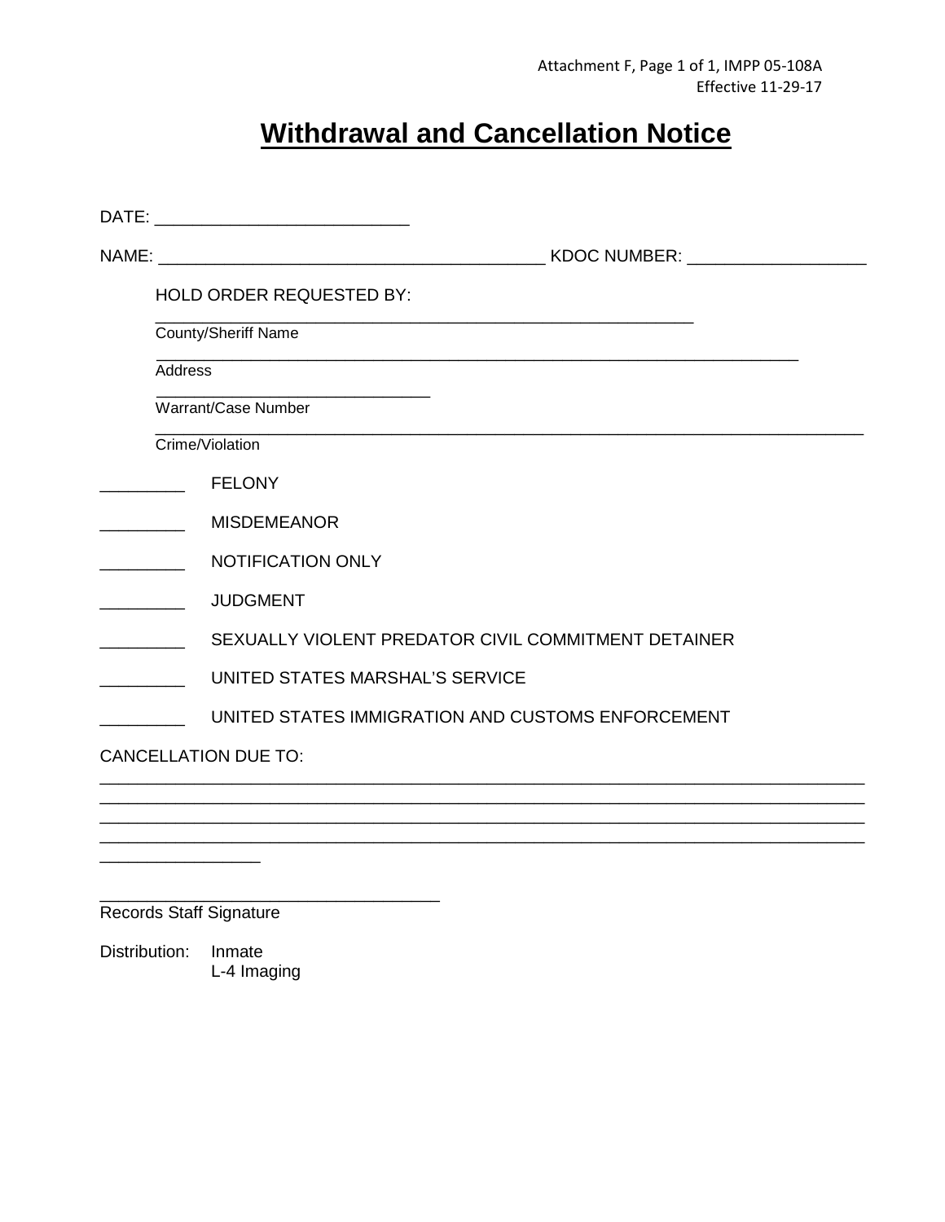Attachment F, Page 1 of 1, IMPP 05-108A
Effective 11-29-17

# Withdrawal and Cancellation Notice

DATE: ___________________________

NAME: _________________________________________ KDOC NUMBER: ___________________

HOLD ORDER REQUESTED BY:

_________________________________________________________
County/Sheriff Name

_____________________________________________________________________
Address

_____________________________
Warrant/Case Number

___________________________________________________________________________
Crime/Violation

_________ FELONY

_________ MISDEMEANOR

_________ NOTIFICATION ONLY

_________ JUDGMENT

_________ SEXUALLY VIOLENT PREDATOR CIVIL COMMITMENT DETAINER

_________ UNITED STATES MARSHAL'S SERVICE

_________ UNITED STATES IMMIGRATION AND CUSTOMS ENFORCEMENT

CANCELLATION DUE TO:

____________________________________________________________________________________
____________________________________________________________________________________
____________________________________________________________________________________
____________________________________________________________________________________
_________________

____________________________________
Records Staff Signature

Distribution: Inmate
L-4 Imaging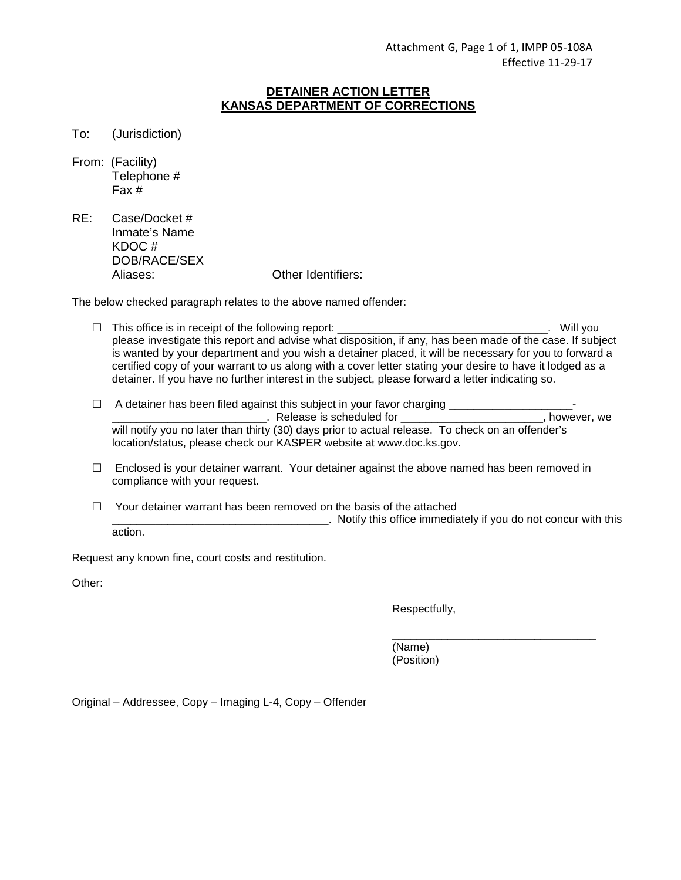Attachment G, Page 1 of 1, IMPP 05-108A
Effective 11-29-17

# DETAINER ACTION LETTER
# KANSAS DEPARTMENT OF CORRECTIONS

To: (Jurisdiction)

From: (Facility)
Telephone #
Fax #

RE: Case/Docket #
Inmate's Name
KDOC #
DOB/RACE/SEX
Aliases: Other Identifiers:

The below checked paragraph relates to the above named offender:

- ☐ This office is in receipt of the following report: _________________________________. Will you please investigate this report and advise what disposition, if any, has been made of the case. If subject is wanted by your department and you wish a detainer placed, it will be necessary for you to forward a certified copy of your warrant to us along with a cover letter stating your desire to have it lodged as a detainer. If you have no further interest in the subject, please forward a letter indicating so.

- ☐ A detainer has been filed against this subject in your favor charging ____________________-_________________________. Release is scheduled for _______________________, however, we will notify you no later than thirty (30) days prior to actual release. To check on an offender's location/status, please check our KASPER website at www.doc.ks.gov.

- ☐ Enclosed is your detainer warrant. Your detainer against the above named has been removed in compliance with your request.

- ☐ Your detainer warrant has been removed on the basis of the attached __________________________________. Notify this office immediately if you do not concur with this action.

Request any known fine, court costs and restitution.

Other:

Respectfully,

_________________________________
(Name)
(Position)

Original – Addressee, Copy – Imaging L-4, Copy – Offender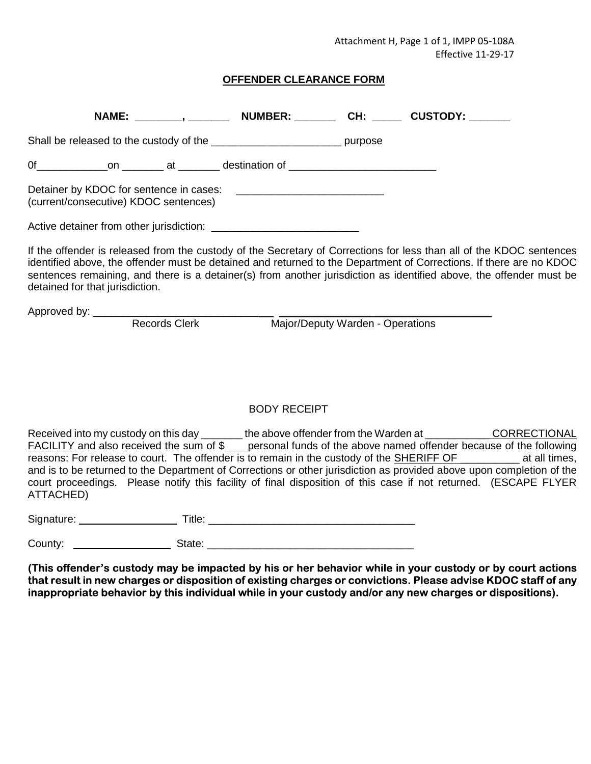Attachment H, Page 1 of 1, IMPP 05-108A
Effective 11-29-17

## OFFENDER CLEARANCE FORM

**NAME: ________, _______ NUMBER: _______ CH: _____ CUSTODY: _______**

Shall be released to the custody of the ______________________ purpose

0f____________on _______ at _______ destination of _________________________

Detainer by KDOC for sentence in cases: _________________________
(current/consecutive) KDOC sentences)

Active detainer from other jurisdiction: _________________________

If the offender is released from the custody of the Secretary of Corrections for less than all of the KDOC sentences identified above, the offender must be detained and returned to the Department of Corrections. If there are no KDOC sentences remaining, and there is a detainer(s) from another jurisdiction as identified above, the offender must be detained for that jurisdiction.

Approved by: ________________________________ ______________________________________
Records Clerk Major/Deputy Warden - Operations

BODY RECEIPT

Received into my custody on this day _______ the above offender from the Warden at ___________ CORRECTIONAL FACILITY and also received the sum of $____personal funds of the above named offender because of the following reasons: For release to court. The offender is to remain in the custody of the SHERIFF OF__________ at all times, and is to be returned to the Department of Corrections or other jurisdiction as provided above upon completion of the court proceedings. Please notify this facility of final disposition of this case if not returned. (ESCAPE FLYER ATTACHED)

Signature: _________________ Title: ___________________________________

County: _________________ State: ___________________________________

**(This offender's custody may be impacted by his or her behavior while in your custody or by court actions that result in new charges or disposition of existing charges or convictions. Please advise KDOC staff of any inappropriate behavior by this individual while in your custody and/or any new charges or dispositions).**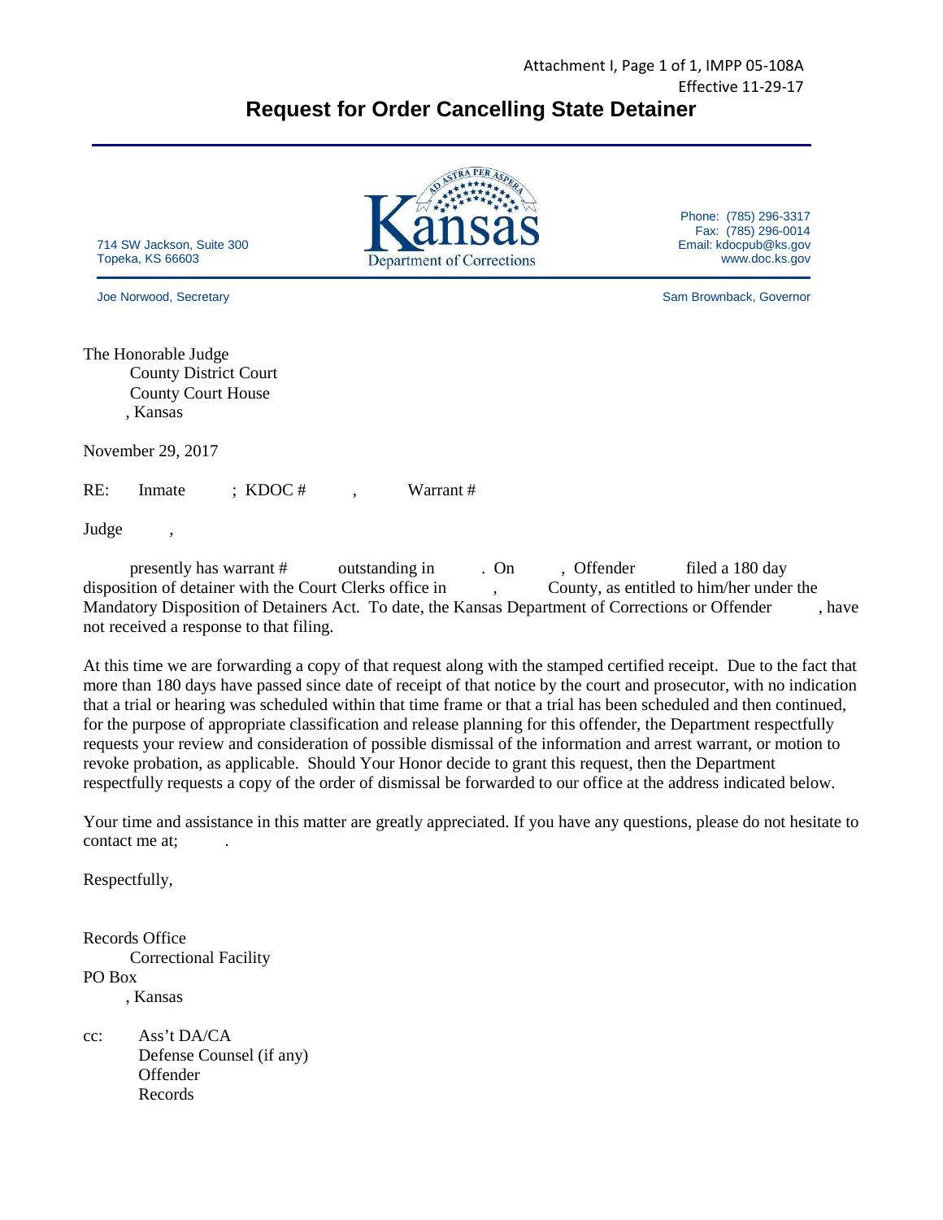Attachment I, Page 1 of 1, IMPP 05-108A
Effective 11-29-17

# Request for Order Cancelling State Detainer

Kansas Department of Corrections

714 SW Jackson, Suite 300
Topeka, KS 66603

Phone: (785) 296-3317
Fax: (785) 296-0014
Email: kdocpub@ks.gov
www.doc.ks.gov

Joe Norwood, Secretary

Sam Brownback, Governor

The Honorable Judge
County District Court
County Court House
, Kansas

November 29, 2017

RE: Inmate ; KDOC # , Warrant #

Judge ,

presently has warrant # outstanding in . On , Offender filed a 180 day disposition of detainer with the Court Clerks office in , County, as entitled to him/her under the Mandatory Disposition of Detainers Act. To date, the Kansas Department of Corrections or Offender , have not received a response to that filing.

At this time we are forwarding a copy of that request along with the stamped certified receipt. Due to the fact that more than 180 days have passed since date of receipt of that notice by the court and prosecutor, with no indication that a trial or hearing was scheduled within that time frame or that a trial has been scheduled and then continued, for the purpose of appropriate classification and release planning for this offender, the Department respectfully requests your review and consideration of possible dismissal of the information and arrest warrant, or motion to revoke probation, as applicable. Should Your Honor decide to grant this request, then the Department respectfully requests a copy of the order of dismissal be forwarded to our office at the address indicated below.

Your time and assistance in this matter are greatly appreciated. If you have any questions, please do not hesitate to contact me at; .

Respectfully,

Records Office
Correctional Facility
PO Box
, Kansas

cc: Ass't DA/CA
Defense Counsel (if any)
Offender
Records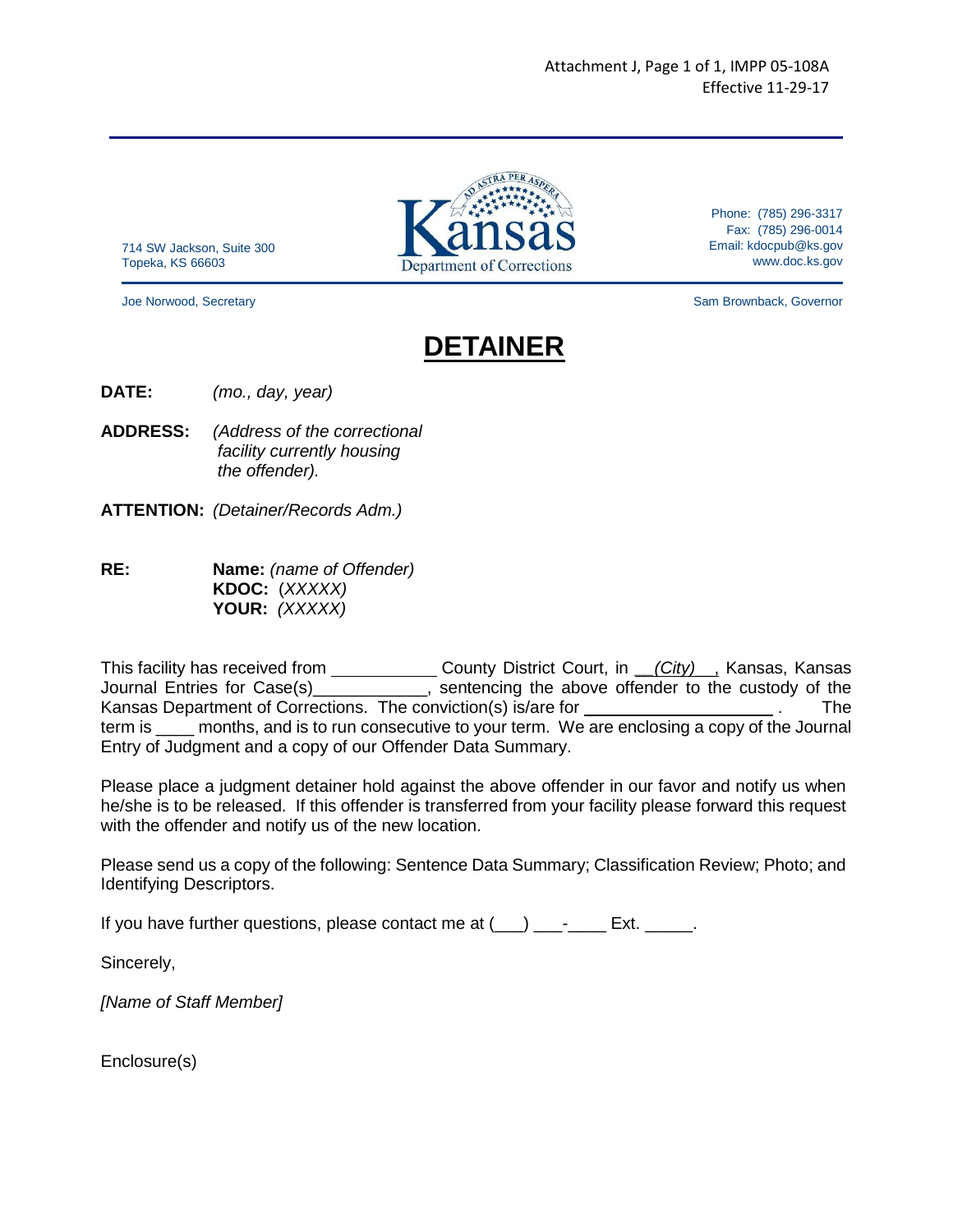Attachment J, Page 1 of 1, IMPP 05-108A
Effective 11-29-17

714 SW Jackson, Suite 300
Topeka, KS 66603

Kansas Department of Corrections

Phone: (785) 296-3317
Fax: (785) 296-0014
Email: kdocpub@ks.gov
www.doc.ks.gov

Joe Norwood, Secretary

Sam Brownback, Governor

# DETAINER

**DATE:** *(mo., day, year)*

**ADDRESS:** *(Address of the correctional facility currently housing the offender).*

**ATTENTION:** *(Detainer/Records Adm.)*

**RE:** **Name:** *(name of Offender)*
**KDOC:** *(XXXXX)*
**YOUR:** *(XXXXX)*

This facility has received from ___________ County District Court, in __*(City)*__, Kansas, Kansas Journal Entries for Case(s)____________, sentencing the above offender to the custody of the Kansas Department of Corrections. The conviction(s) is/are for ____________________. The term is ____ months, and is to run consecutive to your term. We are enclosing a copy of the Journal Entry of Judgment and a copy of our Offender Data Summary.

Please place a judgment detainer hold against the above offender in our favor and notify us when he/she is to be released. If this offender is transferred from your facility please forward this request with the offender and notify us of the new location.

Please send us a copy of the following: Sentence Data Summary; Classification Review; Photo; and Identifying Descriptors.

If you have further questions, please contact me at (___) ___-____ Ext. _____.

Sincerely,

*[Name of Staff Member]*

Enclosure(s)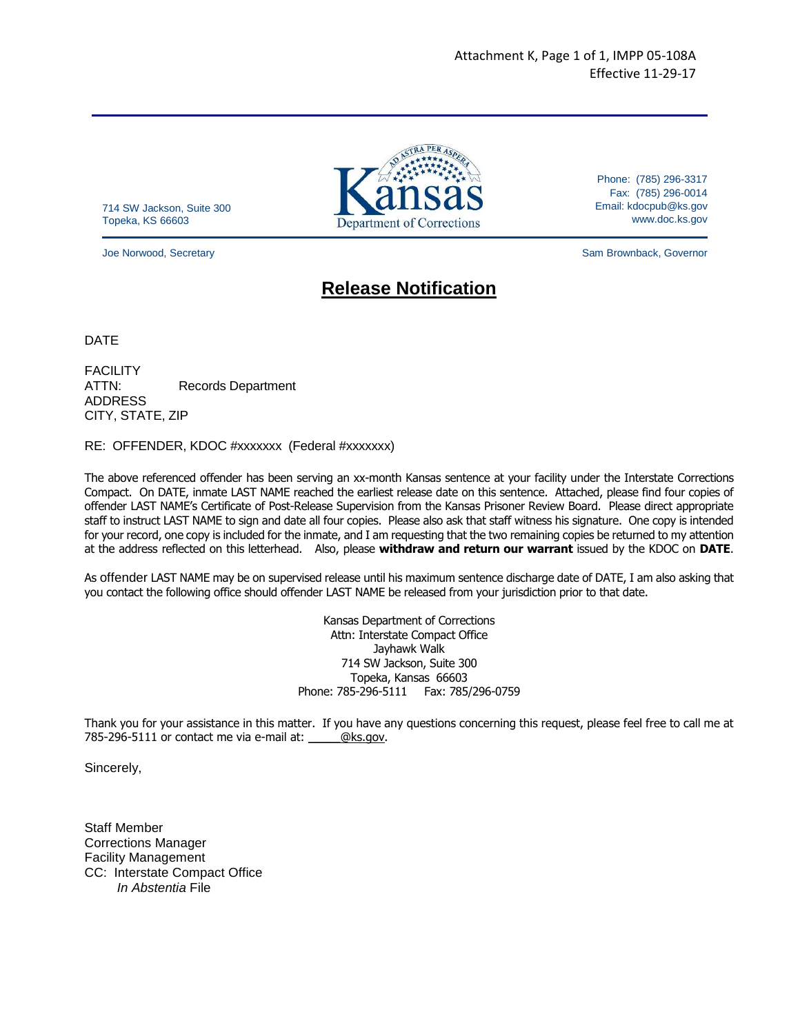Attachment K, Page 1 of 1, IMPP 05-108A
Effective 11-29-17

714 SW Jackson, Suite 300
Topeka, KS 66603

Kansas
Department of Corrections

Phone: (785) 296-3317
Fax: (785) 296-0014
Email: kdocpub@ks.gov
www.doc.ks.gov

Joe Norwood, Secretary

Sam Brownback, Governor

# Release Notification

DATE

FACILITY
ATTN: Records Department
ADDRESS
CITY, STATE, ZIP

RE: OFFENDER, KDOC #xxxxxxx (Federal #xxxxxxx)

The above referenced offender has been serving an xx-month Kansas sentence at your facility under the Interstate Corrections Compact. On DATE, inmate LAST NAME reached the earliest release date on this sentence. Attached, please find four copies of offender LAST NAME's Certificate of Post-Release Supervision from the Kansas Prisoner Review Board. Please direct appropriate staff to instruct LAST NAME to sign and date all four copies. Please also ask that staff witness his signature. One copy is intended for your record, one copy is included for the inmate, and I am requesting that the two remaining copies be returned to my attention at the address reflected on this letterhead. Also, please **withdraw and return our warrant** issued by the KDOC on **DATE**.

As offender LAST NAME may be on supervised release until his maximum sentence discharge date of DATE, I am also asking that you contact the following office should offender LAST NAME be released from your jurisdiction prior to that date.

Kansas Department of Corrections
Attn: Interstate Compact Office
Jayhawk Walk
714 SW Jackson, Suite 300
Topeka, Kansas 66603
Phone: 785-296-5111 Fax: 785/296-0759

Thank you for your assistance in this matter. If you have any questions concerning this request, please feel free to call me at 785-296-5111 or contact me via e-mail at: _____@ks.gov.

Sincerely,

Staff Member
Corrections Manager
Facility Management
CC: Interstate Compact Office
*In Abstentia* File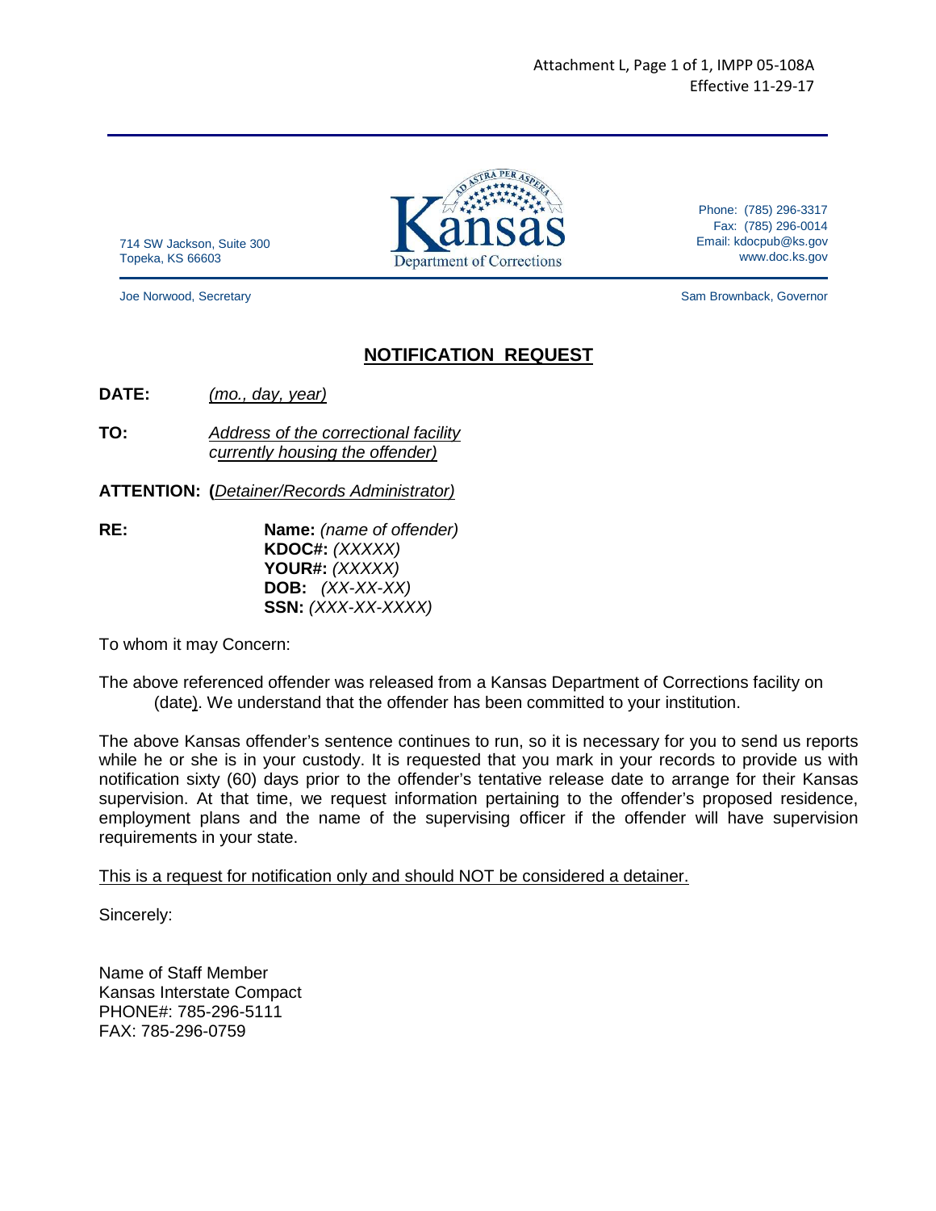Attachment L, Page 1 of 1, IMPP 05-108A
Effective 11-29-17

714 SW Jackson, Suite 300
Topeka, KS 66603

Kansas Department of Corrections

Phone: (785) 296-3317
Fax: (785) 296-0014
Email: kdocpub@ks.gov
www.doc.ks.gov

Joe Norwood, Secretary

Sam Brownback, Governor

## NOTIFICATION REQUEST

**DATE:** *(mo., day, year)*

**TO:** *Address of the correctional facility currently housing the offender)*

**ATTENTION: (***Detainer/Records Administrator)*

**RE:**
**Name:** *(name of offender)*
**KDOC#:** *(XXXXX)*
**YOUR#:** *(XXXXX)*
**DOB:** *(XX-XX-XX)*
**SSN:** *(XXX-XX-XXXX)*

To whom it may Concern:

The above referenced offender was released from a Kansas Department of Corrections facility on (date). We understand that the offender has been committed to your institution.

The above Kansas offender's sentence continues to run, so it is necessary for you to send us reports while he or she is in your custody. It is requested that you mark in your records to provide us with notification sixty (60) days prior to the offender's tentative release date to arrange for their Kansas supervision. At that time, we request information pertaining to the offender's proposed residence, employment plans and the name of the supervising officer if the offender will have supervision requirements in your state.

This is a request for notification only and should NOT be considered a detainer.

Sincerely:

Name of Staff Member
Kansas Interstate Compact
PHONE#: 785-296-5111
FAX: 785-296-0759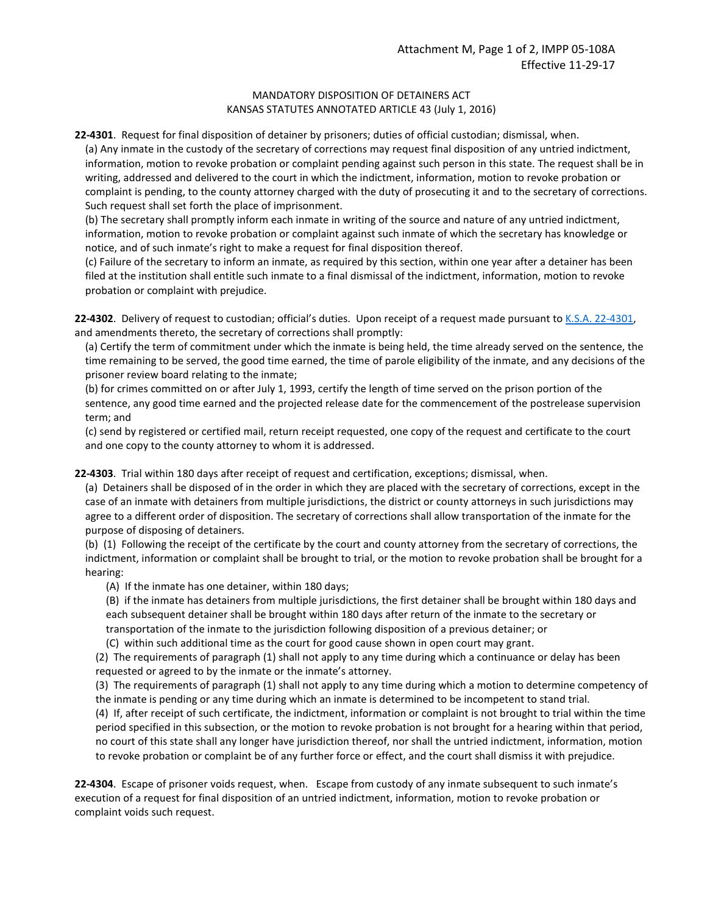MANDATORY DISPOSITION OF DETAINERS ACT
KANSAS STATUTES ANNOTATED ARTICLE 43 (July 1, 2016)

**22-4301**. Request for final disposition of detainer by prisoners; duties of official custodian; dismissal, when.

(a) Any inmate in the custody of the secretary of corrections may request final disposition of any untried indictment, information, motion to revoke probation or complaint pending against such person in this state. The request shall be in writing, addressed and delivered to the court in which the indictment, information, motion to revoke probation or complaint is pending, to the county attorney charged with the duty of prosecuting it and to the secretary of corrections. Such request shall set forth the place of imprisonment.

(b) The secretary shall promptly inform each inmate in writing of the source and nature of any untried indictment, information, motion to revoke probation or complaint against such inmate of which the secretary has knowledge or notice, and of such inmate's right to make a request for final disposition thereof.

(c) Failure of the secretary to inform an inmate, as required by this section, within one year after a detainer has been filed at the institution shall entitle such inmate to a final dismissal of the indictment, information, motion to revoke probation or complaint with prejudice.

**22-4302**. Delivery of request to custodian; official's duties. Upon receipt of a request made pursuant to K.S.A. 22-4301, and amendments thereto, the secretary of corrections shall promptly:

(a) Certify the term of commitment under which the inmate is being held, the time already served on the sentence, the time remaining to be served, the good time earned, the time of parole eligibility of the inmate, and any decisions of the prisoner review board relating to the inmate;

(b) for crimes committed on or after July 1, 1993, certify the length of time served on the prison portion of the sentence, any good time earned and the projected release date for the commencement of the postrelease supervision term; and

(c) send by registered or certified mail, return receipt requested, one copy of the request and certificate to the court and one copy to the county attorney to whom it is addressed.

**22-4303**. Trial within 180 days after receipt of request and certification, exceptions; dismissal, when.

(a) Detainers shall be disposed of in the order in which they are placed with the secretary of corrections, except in the case of an inmate with detainers from multiple jurisdictions, the district or county attorneys in such jurisdictions may agree to a different order of disposition. The secretary of corrections shall allow transportation of the inmate for the purpose of disposing of detainers.

(b) (1) Following the receipt of the certificate by the court and county attorney from the secretary of corrections, the indictment, information or complaint shall be brought to trial, or the motion to revoke probation shall be brought for a hearing:

(A) If the inmate has one detainer, within 180 days;

(B) if the inmate has detainers from multiple jurisdictions, the first detainer shall be brought within 180 days and each subsequent detainer shall be brought within 180 days after return of the inmate to the secretary or transportation of the inmate to the jurisdiction following disposition of a previous detainer; or

(C) within such additional time as the court for good cause shown in open court may grant.

(2) The requirements of paragraph (1) shall not apply to any time during which a continuance or delay has been requested or agreed to by the inmate or the inmate's attorney.

(3) The requirements of paragraph (1) shall not apply to any time during which a motion to determine competency of the inmate is pending or any time during which an inmate is determined to be incompetent to stand trial.

(4) If, after receipt of such certificate, the indictment, information or complaint is not brought to trial within the time period specified in this subsection, or the motion to revoke probation is not brought for a hearing within that period, no court of this state shall any longer have jurisdiction thereof, nor shall the untried indictment, information, motion to revoke probation or complaint be of any further force or effect, and the court shall dismiss it with prejudice.

**22-4304**. Escape of prisoner voids request, when. Escape from custody of any inmate subsequent to such inmate's execution of a request for final disposition of an untried indictment, information, motion to revoke probation or complaint voids such request.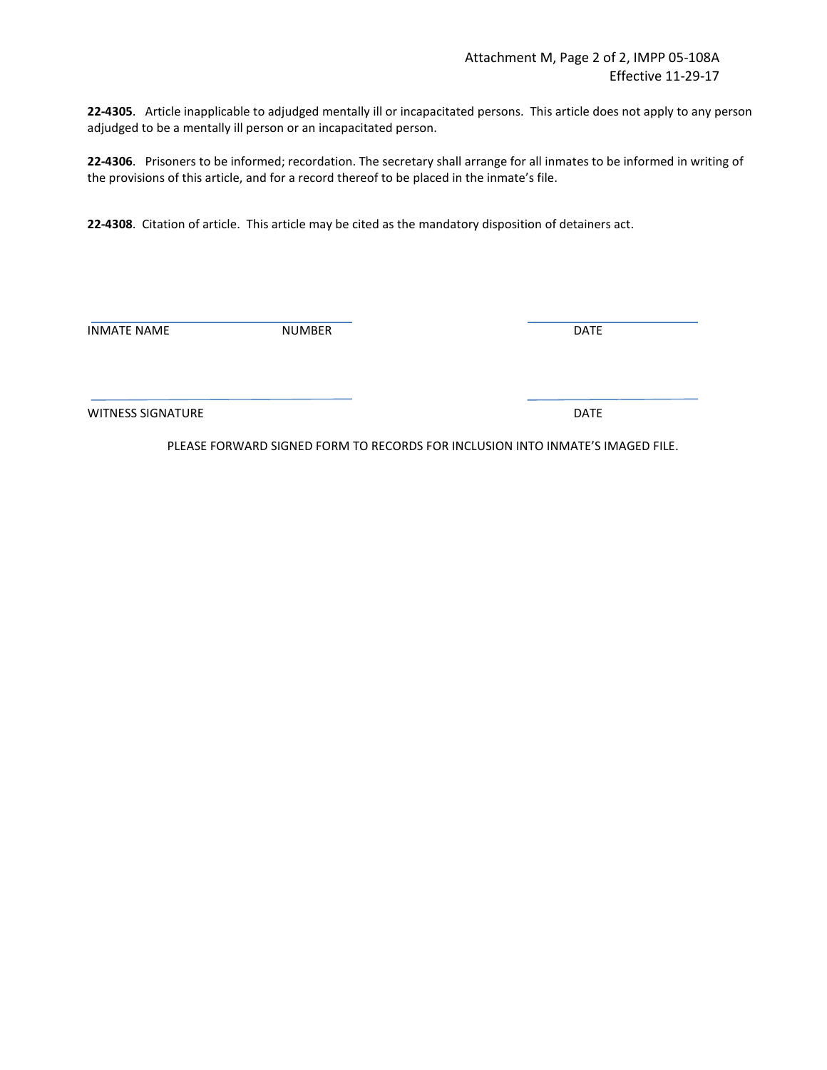**22-4305**. Article inapplicable to adjudged mentally ill or incapacitated persons. This article does not apply to any person adjudged to be a mentally ill person or an incapacitated person.

**22-4306**. Prisoners to be informed; recordation. The secretary shall arrange for all inmates to be informed in writing of the provisions of this article, and for a record thereof to be placed in the inmate's file.

**22-4308**. Citation of article. This article may be cited as the mandatory disposition of detainers act.

\_\_\_\_\_\_\_\_\_\_\_\_\_\_\_\_\_\_\_\_\_\_\_\_\_\_\_\_\_\_\_\_\_\_\_\_\_\_\_\_ \_\_\_\_\_\_\_\_\_\_\_\_\_\_\_\_\_\_\_\_\_\_\_\_\_\_

INMATE NAME NUMBER DATE

\_\_\_\_\_\_\_\_\_\_\_\_\_\_\_\_\_\_\_\_\_\_\_\_\_\_\_\_\_\_\_\_\_\_\_\_\_\_\_\_ \_\_\_\_\_\_\_\_\_\_\_\_\_\_\_\_\_\_\_\_\_\_\_\_\_\_

WITNESS SIGNATURE DATE

PLEASE FORWARD SIGNED FORM TO RECORDS FOR INCLUSION INTO INMATE'S IMAGED FILE.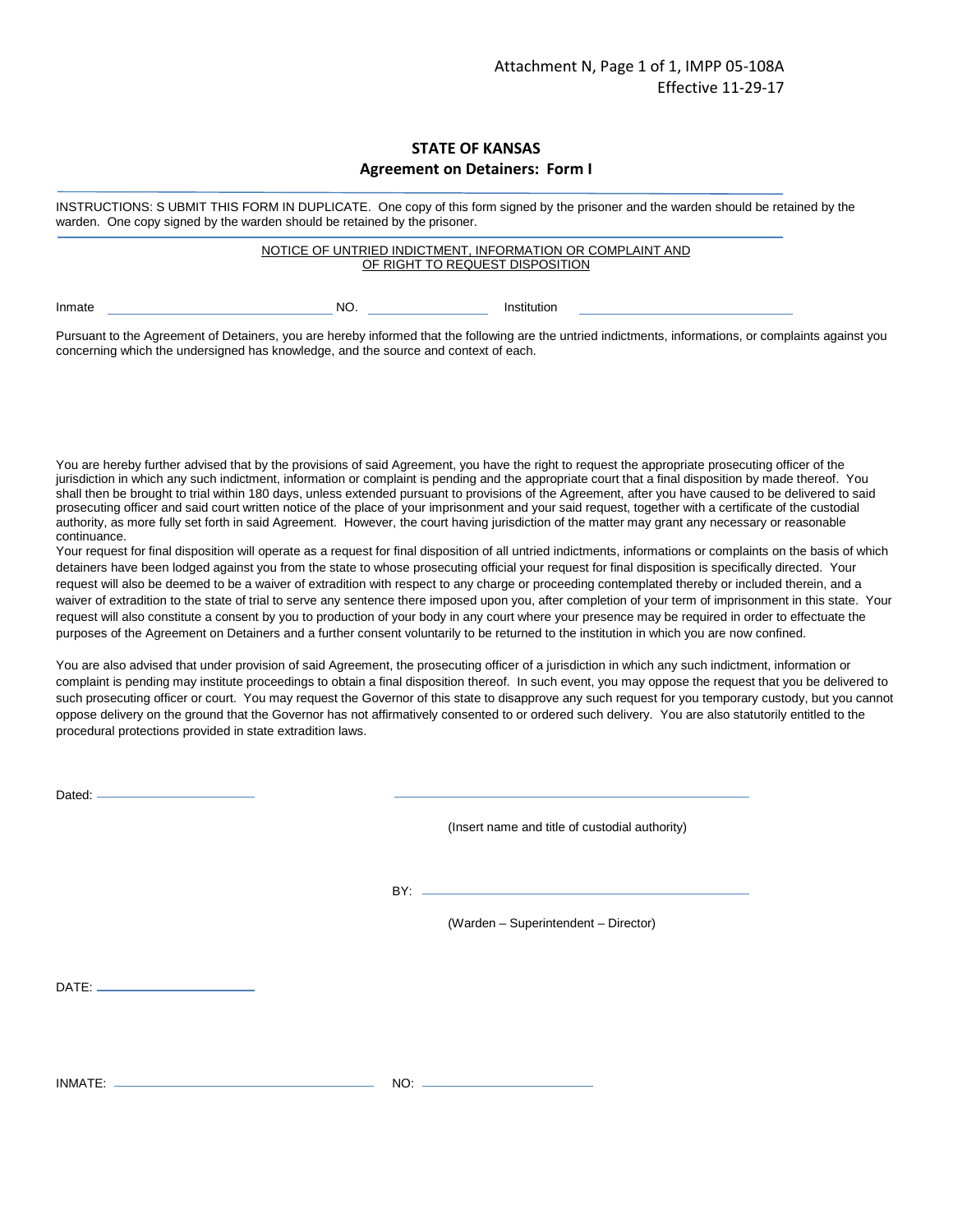Attachment N, Page 1 of 1, IMPP 05-108A
Effective 11-29-17

## STATE OF KANSAS
### Agreement on Detainers: Form I

INSTRUCTIONS: S UBMIT THIS FORM IN DUPLICATE. One copy of this form signed by the prisoner and the warden should be retained by the warden. One copy signed by the warden should be retained by the prisoner.

NOTICE OF UNTRIED INDICTMENT, INFORMATION OR COMPLAINT AND OF RIGHT TO REQUEST DISPOSITION

Inmate ______________________ NO. ____________ Institution ______________________

Pursuant to the Agreement of Detainers, you are hereby informed that the following are the untried indictments, informations, or complaints against you concerning which the undersigned has knowledge, and the source and context of each.

You are hereby further advised that by the provisions of said Agreement, you have the right to request the appropriate prosecuting officer of the jurisdiction in which any such indictment, information or complaint is pending and the appropriate court that a final disposition by made thereof. You shall then be brought to trial within 180 days, unless extended pursuant to provisions of the Agreement, after you have caused to be delivered to said prosecuting officer and said court written notice of the place of your imprisonment and your said request, together with a certificate of the custodial authority, as more fully set forth in said Agreement. However, the court having jurisdiction of the matter may grant any necessary or reasonable continuance.

Your request for final disposition will operate as a request for final disposition of all untried indictments, informations or complaints on the basis of which detainers have been lodged against you from the state to whose prosecuting official your request for final disposition is specifically directed. Your request will also be deemed to be a waiver of extradition with respect to any charge or proceeding contemplated thereby or included therein, and a waiver of extradition to the state of trial to serve any sentence there imposed upon you, after completion of your term of imprisonment in this state. Your request will also constitute a consent by you to production of your body in any court where your presence may be required in order to effectuate the purposes of the Agreement on Detainers and a further consent voluntarily to be returned to the institution in which you are now confined.

You are also advised that under provision of said Agreement, the prosecuting officer of a jurisdiction in which any such indictment, information or complaint is pending may institute proceedings to obtain a final disposition thereof. In such event, you may oppose the request that you be delivered to such prosecuting officer or court. You may request the Governor of this state to disapprove any such request for you temporary custody, but you cannot oppose delivery on the ground that the Governor has not affirmatively consented to or ordered such delivery. You are also statutorily entitled to the procedural protections provided in state extradition laws.

Dated: ______________________ ______________________________________

(Insert name and title of custodial authority)

BY: ______________________________________

(Warden – Superintendent – Director)

DATE: ______________________

INMATE: ______________________________ NO: ______________________